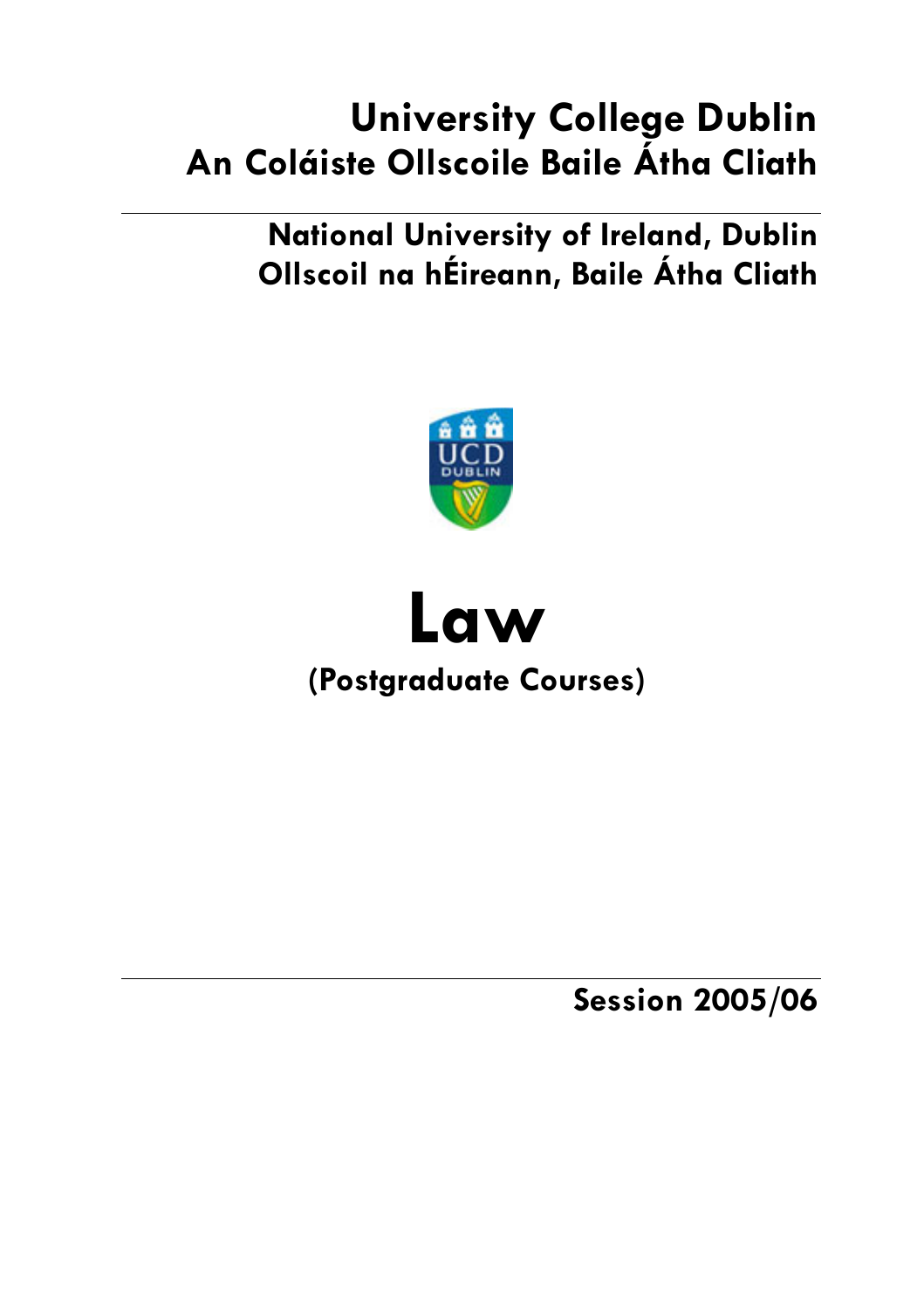# University College Dublin
# An Coláiste Ollscoile Baile Átha Cliath

## National University of Ireland, Dublin
## Ollscoil na hÉireann, Baile Átha Cliath

# Law

## (Postgraduate Courses)

**Session 2005/06**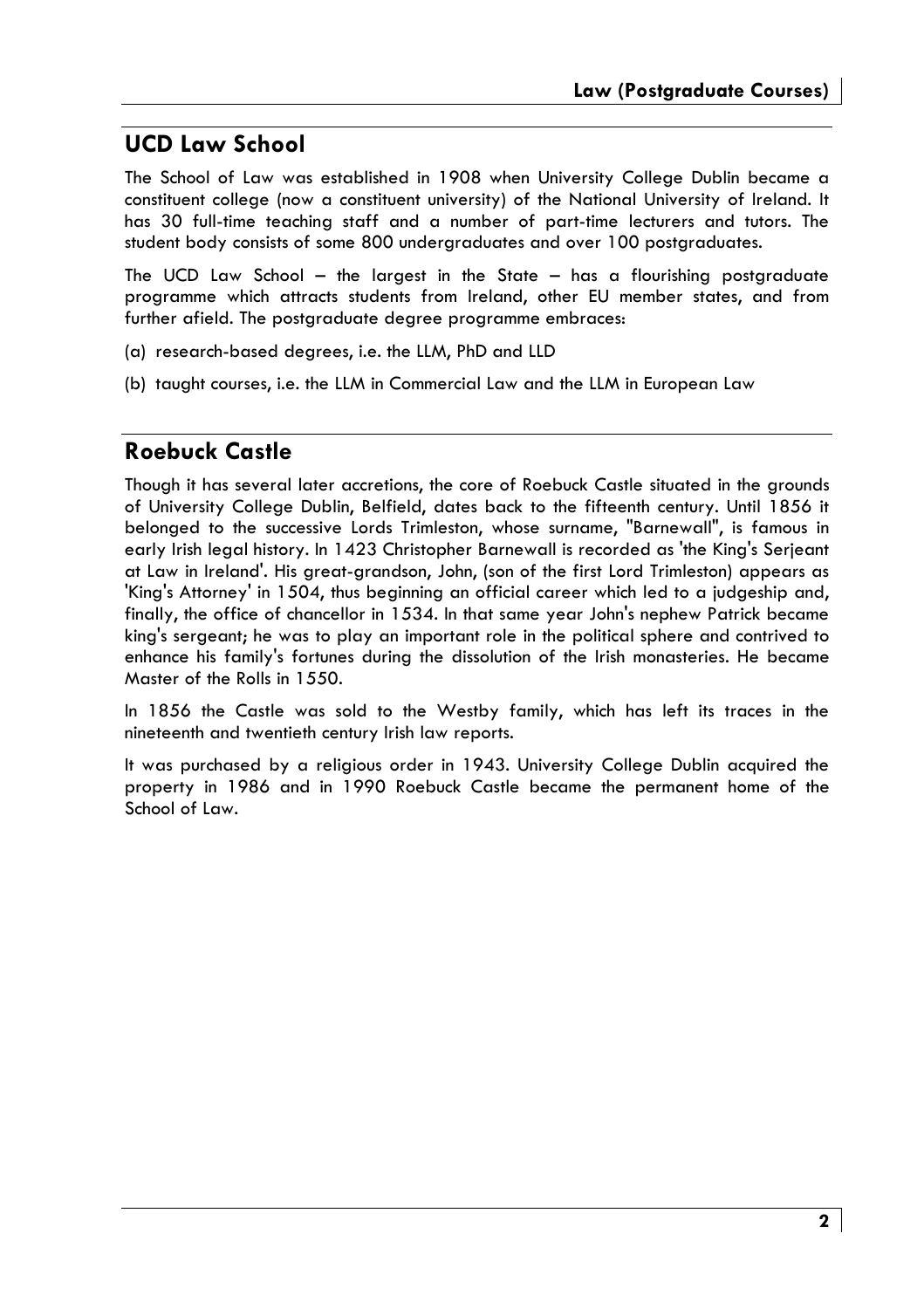## UCD Law School

The School of Law was established in 1908 when University College Dublin became a constituent college (now a constituent university) of the National University of Ireland. It has 30 full-time teaching staff and a number of part-time lecturers and tutors. The student body consists of some 800 undergraduates and over 100 postgraduates.

The UCD Law School – the largest in the State – has a flourishing postgraduate programme which attracts students from Ireland, other EU member states, and from further afield. The postgraduate degree programme embraces:

(a) research-based degrees, i.e. the LLM, PhD and LLD

(b) taught courses, i.e. the LLM in Commercial Law and the LLM in European Law

## Roebuck Castle

Though it has several later accretions, the core of Roebuck Castle situated in the grounds of University College Dublin, Belfield, dates back to the fifteenth century. Until 1856 it belonged to the successive Lords Trimleston, whose surname, "Barnewall", is famous in early Irish legal history. In 1423 Christopher Barnewall is recorded as 'the King's Serjeant at Law in Ireland'. His great-grandson, John, (son of the first Lord Trimleston) appears as 'King's Attorney' in 1504, thus beginning an official career which led to a judgeship and, finally, the office of chancellor in 1534. In that same year John's nephew Patrick became king's sergeant; he was to play an important role in the political sphere and contrived to enhance his family's fortunes during the dissolution of the Irish monasteries. He became Master of the Rolls in 1550.

In 1856 the Castle was sold to the Westby family, which has left its traces in the nineteenth and twentieth century Irish law reports.

It was purchased by a religious order in 1943. University College Dublin acquired the property in 1986 and in 1990 Roebuck Castle became the permanent home of the School of Law.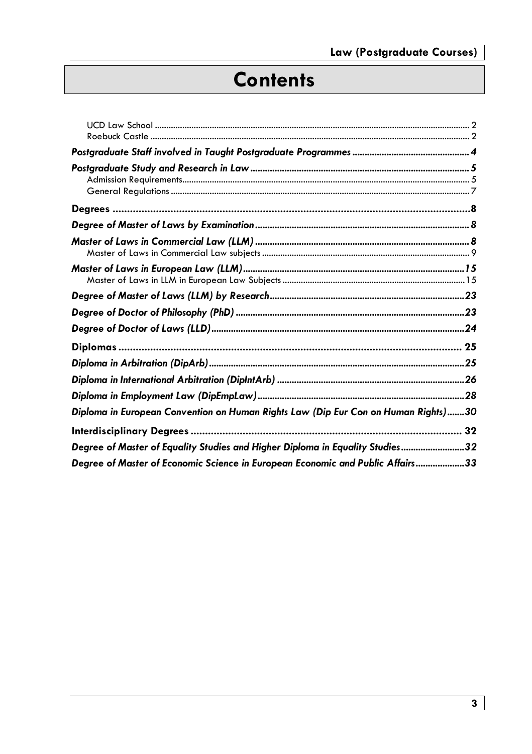# Contents

UCD Law School ........................................................................................................................................ 2
Roebuck Castle ......................................................................................................................................... 2

***Postgraduate Staff involved in Taught Postgraduate Programmes*** ................................................ 4

***Postgraduate Study and Research in Law*** ........................................................................................ 5
Admission Requirements.......................................................................................................................... 5
General Regulations ................................................................................................................................ 7

**Degrees** ............................................................................................................................ 8

***Degree of Master of Laws by Examination*** ..................................................................................... 8

***Master of Laws in Commercial Law (LLM)*** ...................................................................................... 8
Master of Laws in Commercial Law subjects ........................................................................................ 9

***Master of Laws in European Law (LLM)*** .......................................................................................... 15
Master of Laws in LLM in European Law Subjects ............................................................................. 15

***Degree of Master of Laws (LLM) by Research*** .............................................................................. 23

***Degree of Doctor of Philosophy (PhD)*** ............................................................................................ 23

***Degree of Doctor of Laws (LLD)*** ...................................................................................................... 24

**Diplomas** ...................................................................................................................... 25

***Diploma in Arbitration (DipArb)*** ....................................................................................................... 25

***Diploma in International Arbitration (DipIntArb)*** ........................................................................... 26

***Diploma in Employment Law (DipEmpLaw)*** .................................................................................... 28

***Diploma in European Convention on Human Rights Law (Dip Eur Con on Human Rights)*** ....... 30

**Interdisciplinary Degrees** ............................................................................................. 32

***Degree of Master of Equality Studies and Higher Diploma in Equality Studies*** .......................... 32

***Degree of Master of Economic Science in European Economic and Public Affairs*** .................... 33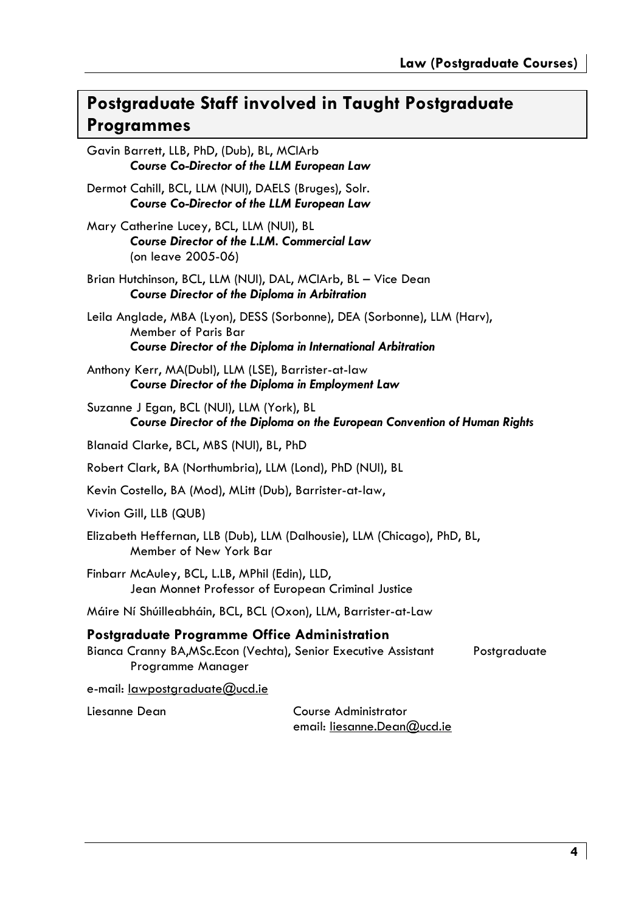## Postgraduate Staff involved in Taught Postgraduate Programmes

Gavin Barrett, LLB, PhD, (Dub), BL, MCIArb
***Course Co-Director of the LLM European Law***

Dermot Cahill, BCL, LLM (NUI), DAELS (Bruges), Solr.
***Course Co-Director of the LLM European Law***

Mary Catherine Lucey, BCL, LLM (NUI), BL
***Course Director of the L.LM. Commercial Law***
(on leave 2005-06)

Brian Hutchinson, BCL, LLM (NUI), DAL, MCIArb, BL – Vice Dean
***Course Director of the Diploma in Arbitration***

Leila Anglade, MBA (Lyon), DESS (Sorbonne), DEA (Sorbonne), LLM (Harv), Member of Paris Bar
***Course Director of the Diploma in International Arbitration***

Anthony Kerr, MA(Dubl), LLM (LSE), Barrister-at-law
***Course Director of the Diploma in Employment Law***

Suzanne J Egan, BCL (NUI), LLM (York), BL
***Course Director of the Diploma on the European Convention of Human Rights***

Blanaid Clarke, BCL, MBS (NUI), BL, PhD

Robert Clark, BA (Northumbria), LLM (Lond), PhD (NUI), BL

Kevin Costello, BA (Mod), MLitt (Dub), Barrister-at-law,

Vivion Gill, LLB (QUB)

Elizabeth Heffernan, LLB (Dub), LLM (Dalhousie), LLM (Chicago), PhD, BL, Member of New York Bar

Finbarr McAuley, BCL, L.LB, MPhil (Edin), LLD, Jean Monnet Professor of European Criminal Justice

Máire Ní Shúilleabháin, BCL, BCL (Oxon), LLM, Barrister-at-Law

### Postgraduate Programme Office Administration

Bianca Cranny BA,MSc.Econ (Vechta), Senior Executive Assistant Postgraduate Programme Manager

e-mail: lawpostgraduate@ucd.ie

Liesanne Dean Course Administrator
email: liesanne.Dean@ucd.ie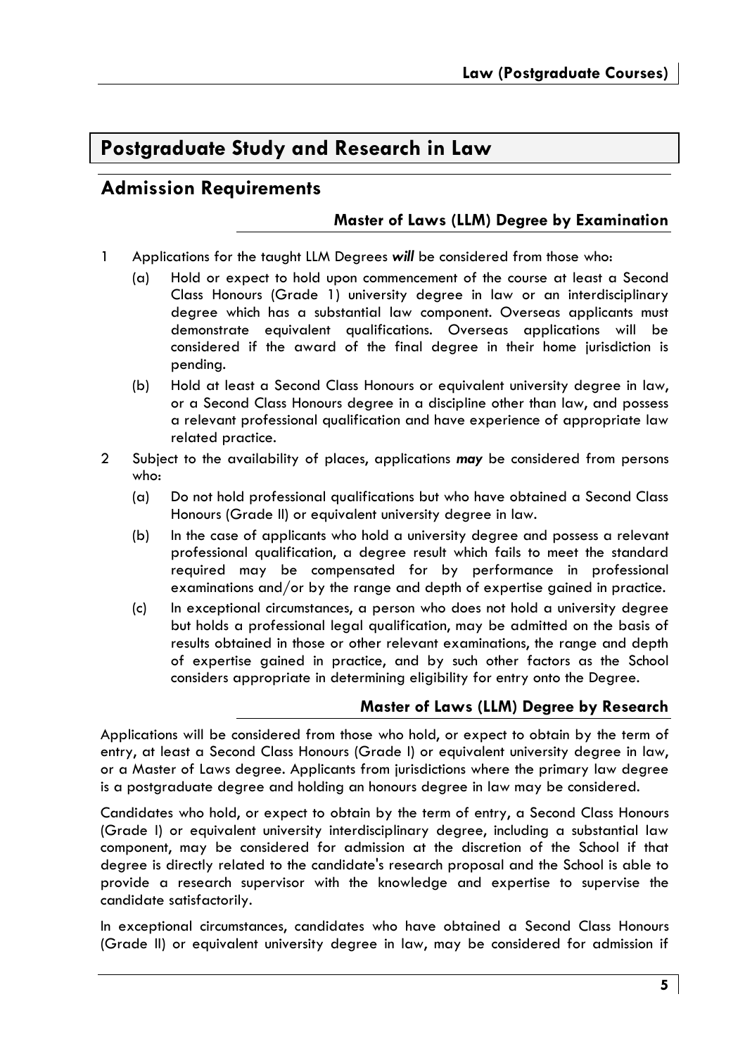# Postgraduate Study and Research in Law

## Admission Requirements

### Master of Laws (LLM) Degree by Examination

1. Applications for the taught LLM Degrees ***will*** be considered from those who:
   - (a) Hold or expect to hold upon commencement of the course at least a Second Class Honours (Grade 1) university degree in law or an interdisciplinary degree which has a substantial law component. Overseas applicants must demonstrate equivalent qualifications. Overseas applications will be considered if the award of the final degree in their home jurisdiction is pending.
   - (b) Hold at least a Second Class Honours or equivalent university degree in law, or a Second Class Honours degree in a discipline other than law, and possess a relevant professional qualification and have experience of appropriate law related practice.
2. Subject to the availability of places, applications ***may*** be considered from persons who:
   - (a) Do not hold professional qualifications but who have obtained a Second Class Honours (Grade II) or equivalent university degree in law.
   - (b) In the case of applicants who hold a university degree and possess a relevant professional qualification, a degree result which fails to meet the standard required may be compensated for by performance in professional examinations and/or by the range and depth of expertise gained in practice.
   - (c) In exceptional circumstances, a person who does not hold a university degree but holds a professional legal qualification, may be admitted on the basis of results obtained in those or other relevant examinations, the range and depth of expertise gained in practice, and by such other factors as the School considers appropriate in determining eligibility for entry onto the Degree.

### Master of Laws (LLM) Degree by Research

Applications will be considered from those who hold, or expect to obtain by the term of entry, at least a Second Class Honours (Grade I) or equivalent university degree in law, or a Master of Laws degree. Applicants from jurisdictions where the primary law degree is a postgraduate degree and holding an honours degree in law may be considered.

Candidates who hold, or expect to obtain by the term of entry, a Second Class Honours (Grade I) or equivalent university interdisciplinary degree, including a substantial law component, may be considered for admission at the discretion of the School if that degree is directly related to the candidate's research proposal and the School is able to provide a research supervisor with the knowledge and expertise to supervise the candidate satisfactorily.

In exceptional circumstances, candidates who have obtained a Second Class Honours (Grade II) or equivalent university degree in law, may be considered for admission if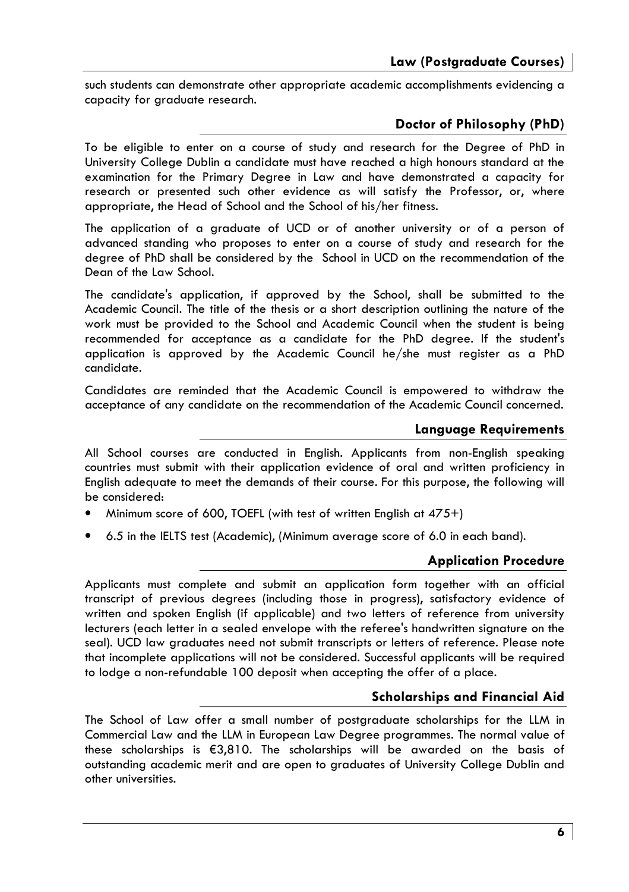such students can demonstrate other appropriate academic accomplishments evidencing a capacity for graduate research.

## Doctor of Philosophy (PhD)

To be eligible to enter on a course of study and research for the Degree of PhD in University College Dublin a candidate must have reached a high honours standard at the examination for the Primary Degree in Law and have demonstrated a capacity for research or presented such other evidence as will satisfy the Professor, or, where appropriate, the Head of School and the School of his/her fitness.

The application of a graduate of UCD or of another university or of a person of advanced standing who proposes to enter on a course of study and research for the degree of PhD shall be considered by the School in UCD on the recommendation of the Dean of the Law School.

The candidate's application, if approved by the School, shall be submitted to the Academic Council. The title of the thesis or a short description outlining the nature of the work must be provided to the School and Academic Council when the student is being recommended for acceptance as a candidate for the PhD degree. If the student's application is approved by the Academic Council he/she must register as a PhD candidate.

Candidates are reminded that the Academic Council is empowered to withdraw the acceptance of any candidate on the recommendation of the Academic Council concerned.

## Language Requirements

All School courses are conducted in English. Applicants from non-English speaking countries must submit with their application evidence of oral and written proficiency in English adequate to meet the demands of their course. For this purpose, the following will be considered:

- Minimum score of 600, TOEFL (with test of written English at 475+)
- 6.5 in the IELTS test (Academic), (Minimum average score of 6.0 in each band).

## Application Procedure

Applicants must complete and submit an application form together with an official transcript of previous degrees (including those in progress), satisfactory evidence of written and spoken English (if applicable) and two letters of reference from university lecturers (each letter in a sealed envelope with the referee's handwritten signature on the seal). UCD law graduates need not submit transcripts or letters of reference. Please note that incomplete applications will not be considered. Successful applicants will be required to lodge a non-refundable 100 deposit when accepting the offer of a place.

## Scholarships and Financial Aid

The School of Law offer a small number of postgraduate scholarships for the LLM in Commercial Law and the LLM in European Law Degree programmes. The normal value of these scholarships is €3,810. The scholarships will be awarded on the basis of outstanding academic merit and are open to graduates of University College Dublin and other universities.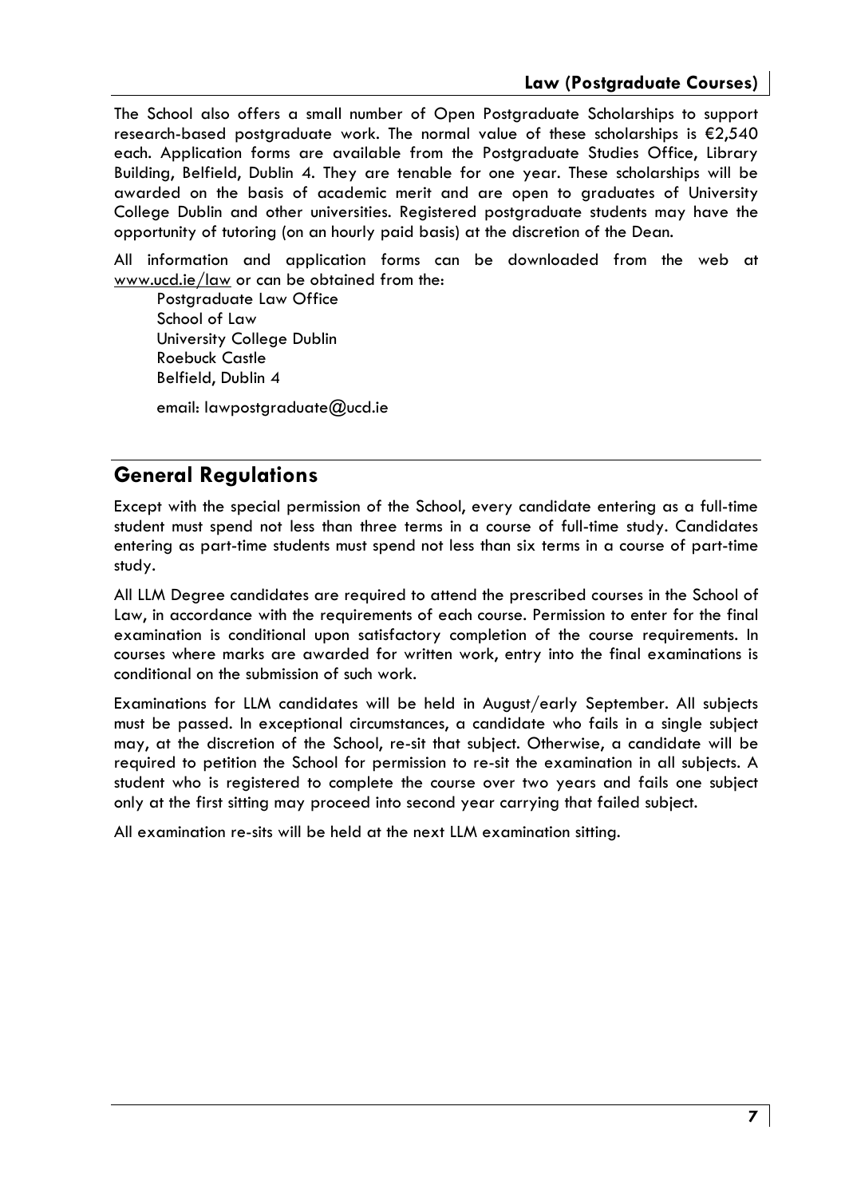The School also offers a small number of Open Postgraduate Scholarships to support research-based postgraduate work. The normal value of these scholarships is €2,540 each. Application forms are available from the Postgraduate Studies Office, Library Building, Belfield, Dublin 4. They are tenable for one year. These scholarships will be awarded on the basis of academic merit and are open to graduates of University College Dublin and other universities. Registered postgraduate students may have the opportunity of tutoring (on an hourly paid basis) at the discretion of the Dean.

All information and application forms can be downloaded from the web at www.ucd.ie/law or can be obtained from the:

Postgraduate Law Office  
School of Law  
University College Dublin  
Roebuck Castle  
Belfield, Dublin 4

email: lawpostgraduate@ucd.ie

## General Regulations

Except with the special permission of the School, every candidate entering as a full-time student must spend not less than three terms in a course of full-time study. Candidates entering as part-time students must spend not less than six terms in a course of part-time study.

All LLM Degree candidates are required to attend the prescribed courses in the School of Law, in accordance with the requirements of each course. Permission to enter for the final examination is conditional upon satisfactory completion of the course requirements. In courses where marks are awarded for written work, entry into the final examinations is conditional on the submission of such work.

Examinations for LLM candidates will be held in August/early September. All subjects must be passed. In exceptional circumstances, a candidate who fails in a single subject may, at the discretion of the School, re-sit that subject. Otherwise, a candidate will be required to petition the School for permission to re-sit the examination in all subjects. A student who is registered to complete the course over two years and fails one subject only at the first sitting may proceed into second year carrying that failed subject.

All examination re-sits will be held at the next LLM examination sitting.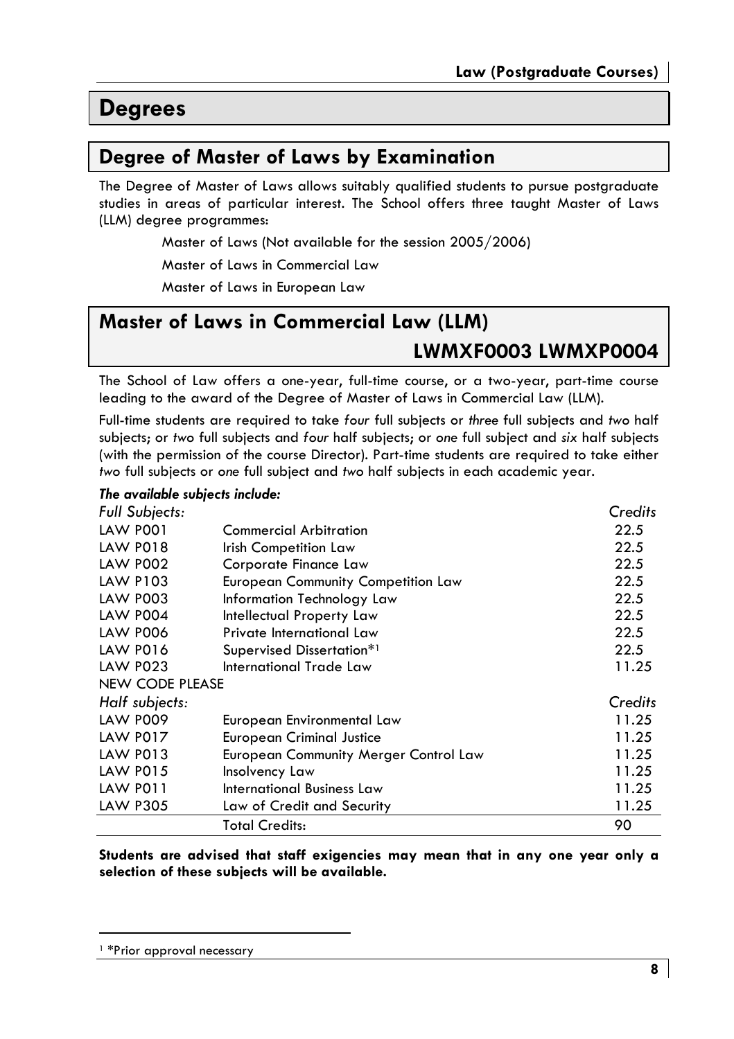# Degrees

## Degree of Master of Laws by Examination

The Degree of Master of Laws allows suitably qualified students to pursue postgraduate studies in areas of particular interest. The School offers three taught Master of Laws (LLM) degree programmes:

Master of Laws (Not available for the session 2005/2006)

Master of Laws in Commercial Law

Master of Laws in European Law

## Master of Laws in Commercial Law (LLM) LWMXF0003 LWMXP0004

The School of Law offers a one-year, full-time course, or a two-year, part-time course leading to the award of the Degree of Master of Laws in Commercial Law (LLM).

Full-time students are required to take *four* full subjects or *three* full subjects and *two* half subjects; or *two* full subjects and *four* half subjects; or *one* full subject and *six* half subjects (with the permission of the course Director). Part-time students are required to take either *two* full subjects or *one* full subject and *two* half subjects in each academic year.

***The available subjects include:***

| *Full Subjects:* | | *Credits* |
|---|---|---|
| LAW P001 | Commercial Arbitration | 22.5 |
| LAW P018 | Irish Competition Law | 22.5 |
| LAW P002 | Corporate Finance Law | 22.5 |
| LAW P103 | European Community Competition Law | 22.5 |
| LAW P003 | Information Technology Law | 22.5 |
| LAW P004 | Intellectual Property Law | 22.5 |
| LAW P006 | Private International Law | 22.5 |
| LAW P016 | Supervised Dissertation*[1] | 22.5 |
| LAW P023 | International Trade Law | 11.25 |
| NEW CODE PLEASE | | |
| *Half subjects:* | | *Credits* |
| LAW P009 | European Environmental Law | 11.25 |
| LAW P017 | European Criminal Justice | 11.25 |
| LAW P013 | European Community Merger Control Law | 11.25 |
| LAW P015 | Insolvency Law | 11.25 |
| LAW P011 | International Business Law | 11.25 |
| LAW P305 | Law of Credit and Security | 11.25 |
| | Total Credits: | 90 |

**Students are advised that staff exigencies may mean that in any one year only a selection of these subjects will be available.**

[1] *Prior approval necessary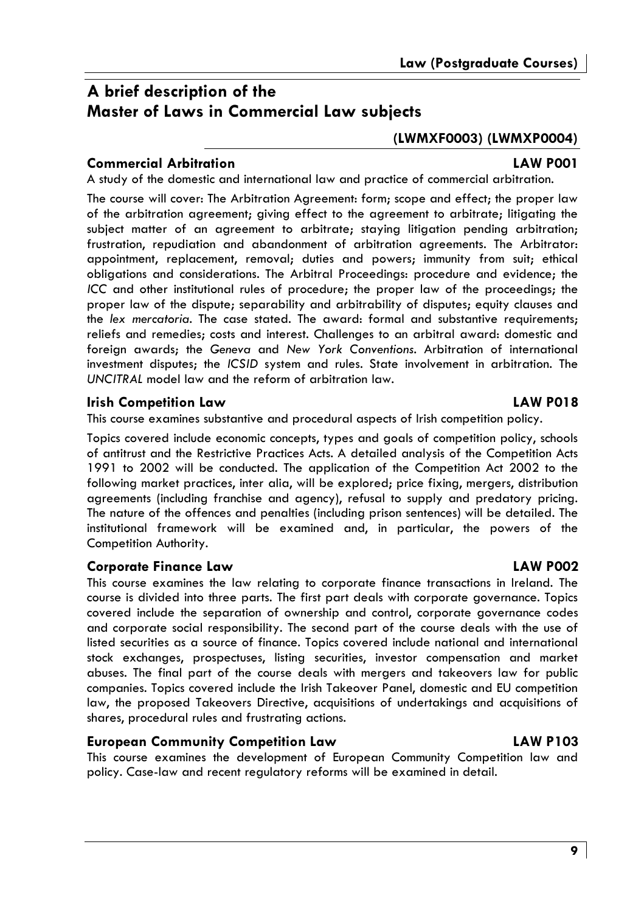# A brief description of the Master of Laws in Commercial Law subjects

**(LWMXF0003) (LWMXP0004)**

### Commercial Arbitration — LAW P001

A study of the domestic and international law and practice of commercial arbitration.

The course will cover: The Arbitration Agreement: form; scope and effect; the proper law of the arbitration agreement; giving effect to the agreement to arbitrate; litigating the subject matter of an agreement to arbitrate; staying litigation pending arbitration; frustration, repudiation and abandonment of arbitration agreements. The Arbitrator: appointment, replacement, removal; duties and powers; immunity from suit; ethical obligations and considerations. The Arbitral Proceedings: procedure and evidence; the *ICC* and other institutional rules of procedure; the proper law of the proceedings; the proper law of the dispute; separability and arbitrability of disputes; equity clauses and the *lex mercatoria*. The case stated. The award: formal and substantive requirements; reliefs and remedies; costs and interest. Challenges to an arbitral award: domestic and foreign awards; the *Geneva* and *New York Conventions*. Arbitration of international investment disputes; the *ICSID* system and rules. State involvement in arbitration. The *UNCITRAL* model law and the reform of arbitration law.

### Irish Competition Law — LAW P018

This course examines substantive and procedural aspects of Irish competition policy.

Topics covered include economic concepts, types and goals of competition policy, schools of antitrust and the Restrictive Practices Acts. A detailed analysis of the Competition Acts 1991 to 2002 will be conducted. The application of the Competition Act 2002 to the following market practices, inter alia, will be explored; price fixing, mergers, distribution agreements (including franchise and agency), refusal to supply and predatory pricing. The nature of the offences and penalties (including prison sentences) will be detailed. The institutional framework will be examined and, in particular, the powers of the Competition Authority.

### Corporate Finance Law — LAW P002

This course examines the law relating to corporate finance transactions in Ireland. The course is divided into three parts. The first part deals with corporate governance. Topics covered include the separation of ownership and control, corporate governance codes and corporate social responsibility. The second part of the course deals with the use of listed securities as a source of finance. Topics covered include national and international stock exchanges, prospectuses, listing securities, investor compensation and market abuses. The final part of the course deals with mergers and takeovers law for public companies. Topics covered include the Irish Takeover Panel, domestic and EU competition law, the proposed Takeovers Directive, acquisitions of undertakings and acquisitions of shares, procedural rules and frustrating actions.

### European Community Competition Law — LAW P103

This course examines the development of European Community Competition law and policy. Case-law and recent regulatory reforms will be examined in detail.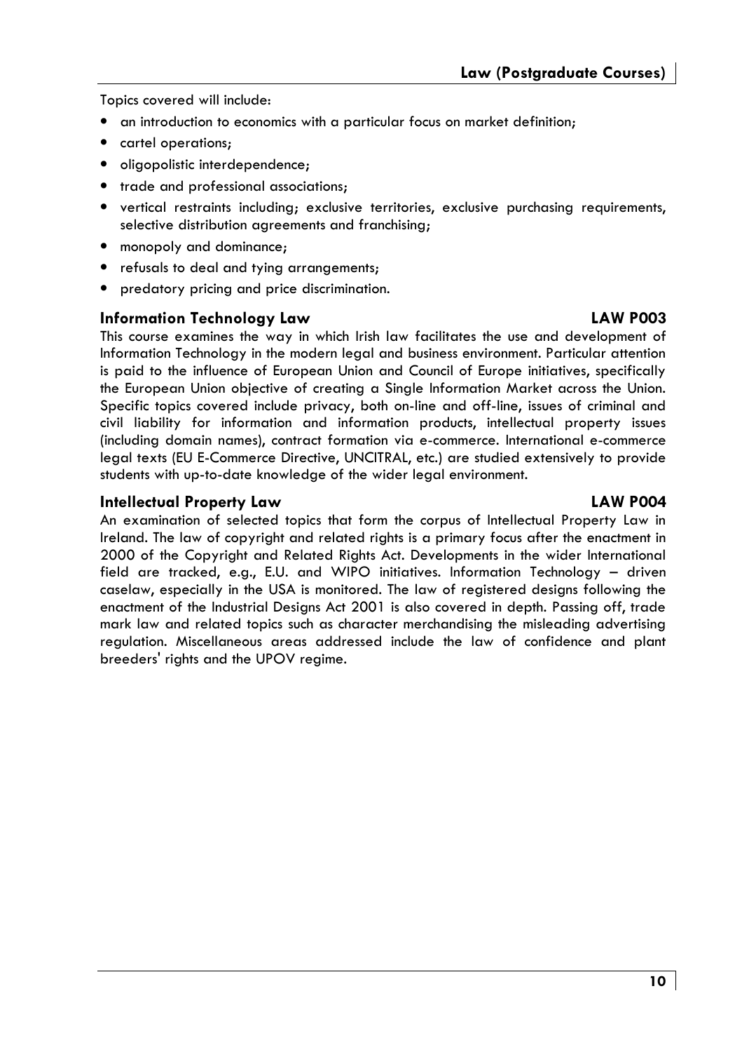Topics covered will include:

- an introduction to economics with a particular focus on market definition;
- cartel operations;
- oligopolistic interdependence;
- trade and professional associations;
- vertical restraints including; exclusive territories, exclusive purchasing requirements, selective distribution agreements and franchising;
- monopoly and dominance;
- refusals to deal and tying arrangements;
- predatory pricing and price discrimination.

### Information Technology Law — LAW P003

This course examines the way in which Irish law facilitates the use and development of Information Technology in the modern legal and business environment. Particular attention is paid to the influence of European Union and Council of Europe initiatives, specifically the European Union objective of creating a Single Information Market across the Union. Specific topics covered include privacy, both on-line and off-line, issues of criminal and civil liability for information and information products, intellectual property issues (including domain names), contract formation via e-commerce. International e-commerce legal texts (EU E-Commerce Directive, UNCITRAL, etc.) are studied extensively to provide students with up-to-date knowledge of the wider legal environment.

### Intellectual Property Law — LAW P004

An examination of selected topics that form the corpus of Intellectual Property Law in Ireland. The law of copyright and related rights is a primary focus after the enactment in 2000 of the Copyright and Related Rights Act. Developments in the wider International field are tracked, e.g., E.U. and WIPO initiatives. Information Technology – driven caselaw, especially in the USA is monitored. The law of registered designs following the enactment of the Industrial Designs Act 2001 is also covered in depth. Passing off, trade mark law and related topics such as character merchandising the misleading advertising regulation. Miscellaneous areas addressed include the law of confidence and plant breeders' rights and the UPOV regime.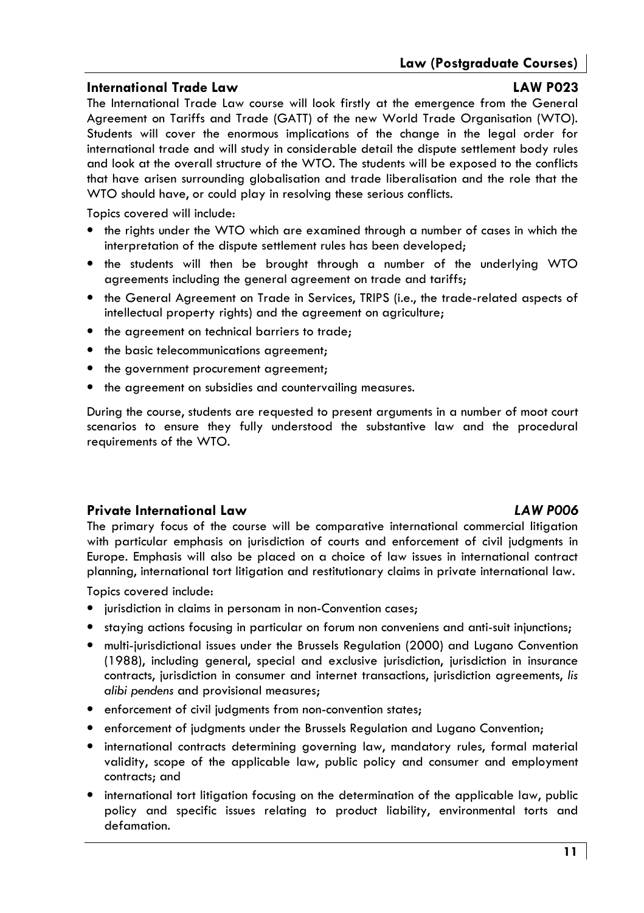## International Trade Law — LAW P023

The International Trade Law course will look firstly at the emergence from the General Agreement on Tariffs and Trade (GATT) of the new World Trade Organisation (WTO). Students will cover the enormous implications of the change in the legal order for international trade and will study in considerable detail the dispute settlement body rules and look at the overall structure of the WTO. The students will be exposed to the conflicts that have arisen surrounding globalisation and trade liberalisation and the role that the WTO should have, or could play in resolving these serious conflicts.

Topics covered will include:

- the rights under the WTO which are examined through a number of cases in which the interpretation of the dispute settlement rules has been developed;
- the students will then be brought through a number of the underlying WTO agreements including the general agreement on trade and tariffs;
- the General Agreement on Trade in Services, TRIPS (i.e., the trade-related aspects of intellectual property rights) and the agreement on agriculture;
- the agreement on technical barriers to trade;
- the basic telecommunications agreement;
- the government procurement agreement;
- the agreement on subsidies and countervailing measures.

During the course, students are requested to present arguments in a number of moot court scenarios to ensure they fully understood the substantive law and the procedural requirements of the WTO.

## Private International Law — *LAW P006*

The primary focus of the course will be comparative international commercial litigation with particular emphasis on jurisdiction of courts and enforcement of civil judgments in Europe. Emphasis will also be placed on a choice of law issues in international contract planning, international tort litigation and restitutionary claims in private international law.

Topics covered include:

- jurisdiction in claims in personam in non-Convention cases;
- staying actions focusing in particular on forum non conveniens and anti-suit injunctions;
- multi-jurisdictional issues under the Brussels Regulation (2000) and Lugano Convention (1988), including general, special and exclusive jurisdiction, jurisdiction in insurance contracts, jurisdiction in consumer and internet transactions, jurisdiction agreements, *lis alibi pendens* and provisional measures;
- enforcement of civil judgments from non-convention states;
- enforcement of judgments under the Brussels Regulation and Lugano Convention;
- international contracts determining governing law, mandatory rules, formal material validity, scope of the applicable law, public policy and consumer and employment contracts; and
- international tort litigation focusing on the determination of the applicable law, public policy and specific issues relating to product liability, environmental torts and defamation.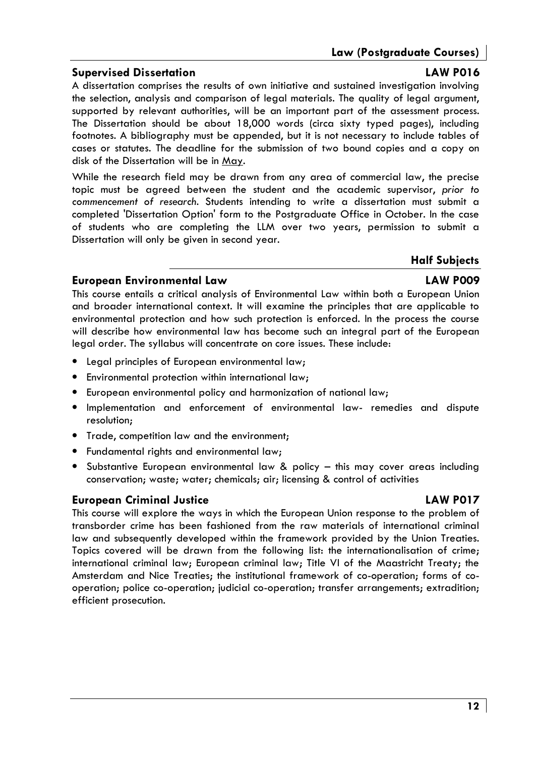## Supervised Dissertation LAW P016

A dissertation comprises the results of own initiative and sustained investigation involving the selection, analysis and comparison of legal materials. The quality of legal argument, supported by relevant authorities, will be an important part of the assessment process. The Dissertation should be about 18,000 words (circa sixty typed pages), including footnotes. A bibliography must be appended, but it is not necessary to include tables of cases or statutes. The deadline for the submission of two bound copies and a copy on disk of the Dissertation will be in May.

While the research field may be drawn from any area of commercial law, the precise topic must be agreed between the student and the academic supervisor, *prior to commencement of research*. Students intending to write a dissertation must submit a completed 'Dissertation Option' form to the Postgraduate Office in October. In the case of students who are completing the LLM over two years, permission to submit a Dissertation will only be given in second year.

# Half Subjects

## European Environmental Law LAW P009

This course entails a critical analysis of Environmental Law within both a European Union and broader international context. It will examine the principles that are applicable to environmental protection and how such protection is enforced. In the process the course will describe how environmental law has become such an integral part of the European legal order. The syllabus will concentrate on core issues. These include:

- Legal principles of European environmental law;
- Environmental protection within international law;
- European environmental policy and harmonization of national law;
- Implementation and enforcement of environmental law- remedies and dispute resolution;
- Trade, competition law and the environment;
- Fundamental rights and environmental law;
- Substantive European environmental law & policy – this may cover areas including conservation; waste; water; chemicals; air; licensing & control of activities

## European Criminal Justice LAW P017

This course will explore the ways in which the European Union response to the problem of transborder crime has been fashioned from the raw materials of international criminal law and subsequently developed within the framework provided by the Union Treaties. Topics covered will be drawn from the following list: the internationalisation of crime; international criminal law; European criminal law; Title VI of the Maastricht Treaty; the Amsterdam and Nice Treaties; the institutional framework of co-operation; forms of co-operation; police co-operation; judicial co-operation; transfer arrangements; extradition; efficient prosecution.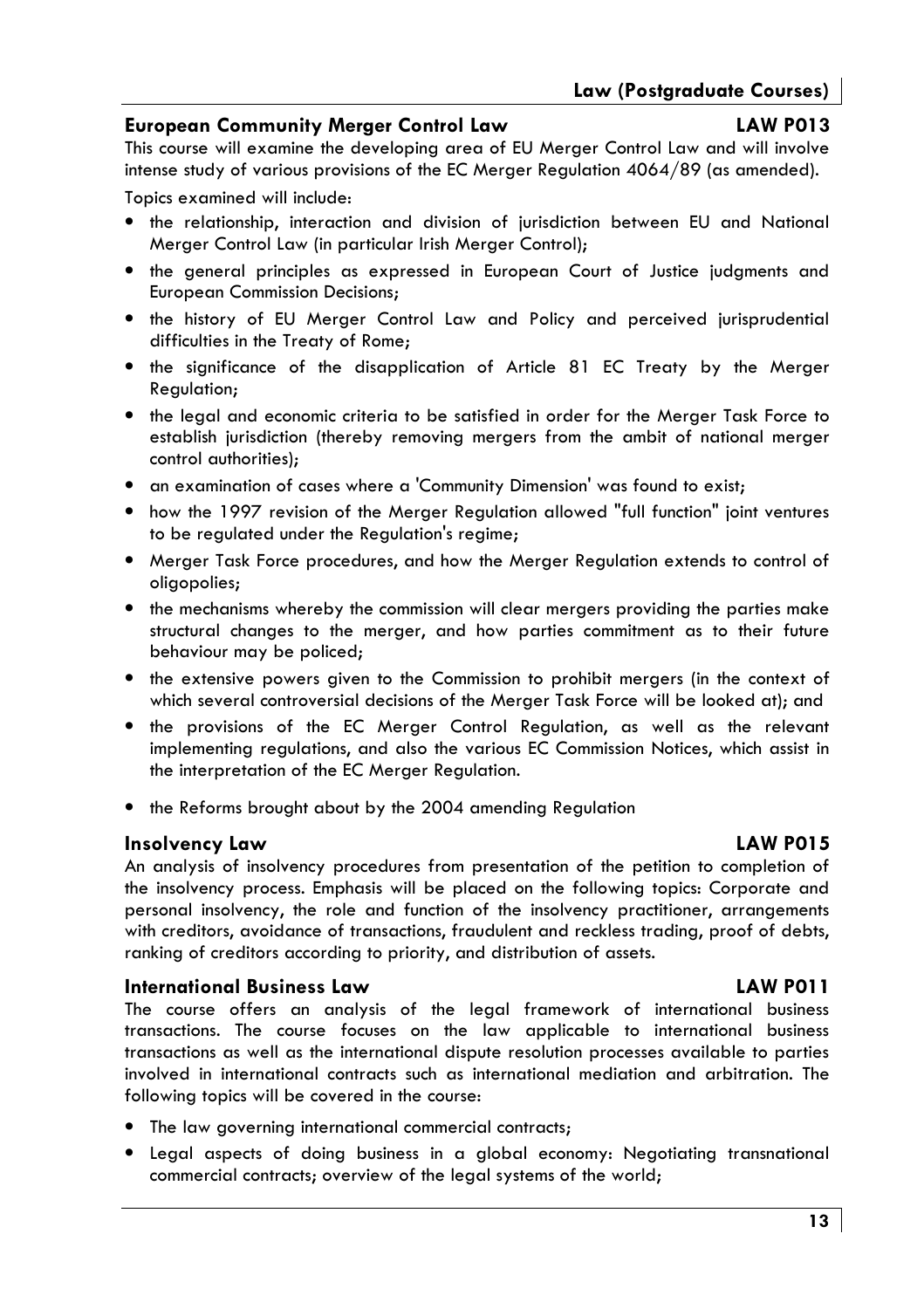## European Community Merger Control Law — LAW P013

This course will examine the developing area of EU Merger Control Law and will involve intense study of various provisions of the EC Merger Regulation 4064/89 (as amended).

Topics examined will include:

- the relationship, interaction and division of jurisdiction between EU and National Merger Control Law (in particular Irish Merger Control);
- the general principles as expressed in European Court of Justice judgments and European Commission Decisions;
- the history of EU Merger Control Law and Policy and perceived jurisprudential difficulties in the Treaty of Rome;
- the significance of the disapplication of Article 81 EC Treaty by the Merger Regulation;
- the legal and economic criteria to be satisfied in order for the Merger Task Force to establish jurisdiction (thereby removing mergers from the ambit of national merger control authorities);
- an examination of cases where a 'Community Dimension' was found to exist;
- how the 1997 revision of the Merger Regulation allowed "full function" joint ventures to be regulated under the Regulation's regime;
- Merger Task Force procedures, and how the Merger Regulation extends to control of oligopolies;
- the mechanisms whereby the commission will clear mergers providing the parties make structural changes to the merger, and how parties commitment as to their future behaviour may be policed;
- the extensive powers given to the Commission to prohibit mergers (in the context of which several controversial decisions of the Merger Task Force will be looked at); and
- the provisions of the EC Merger Control Regulation, as well as the relevant implementing regulations, and also the various EC Commission Notices, which assist in the interpretation of the EC Merger Regulation.
- the Reforms brought about by the 2004 amending Regulation

## Insolvency Law — LAW P015

An analysis of insolvency procedures from presentation of the petition to completion of the insolvency process. Emphasis will be placed on the following topics: Corporate and personal insolvency, the role and function of the insolvency practitioner, arrangements with creditors, avoidance of transactions, fraudulent and reckless trading, proof of debts, ranking of creditors according to priority, and distribution of assets.

## International Business Law — LAW P011

The course offers an analysis of the legal framework of international business transactions. The course focuses on the law applicable to international business transactions as well as the international dispute resolution processes available to parties involved in international contracts such as international mediation and arbitration. The following topics will be covered in the course:

- The law governing international commercial contracts;
- Legal aspects of doing business in a global economy: Negotiating transnational commercial contracts; overview of the legal systems of the world;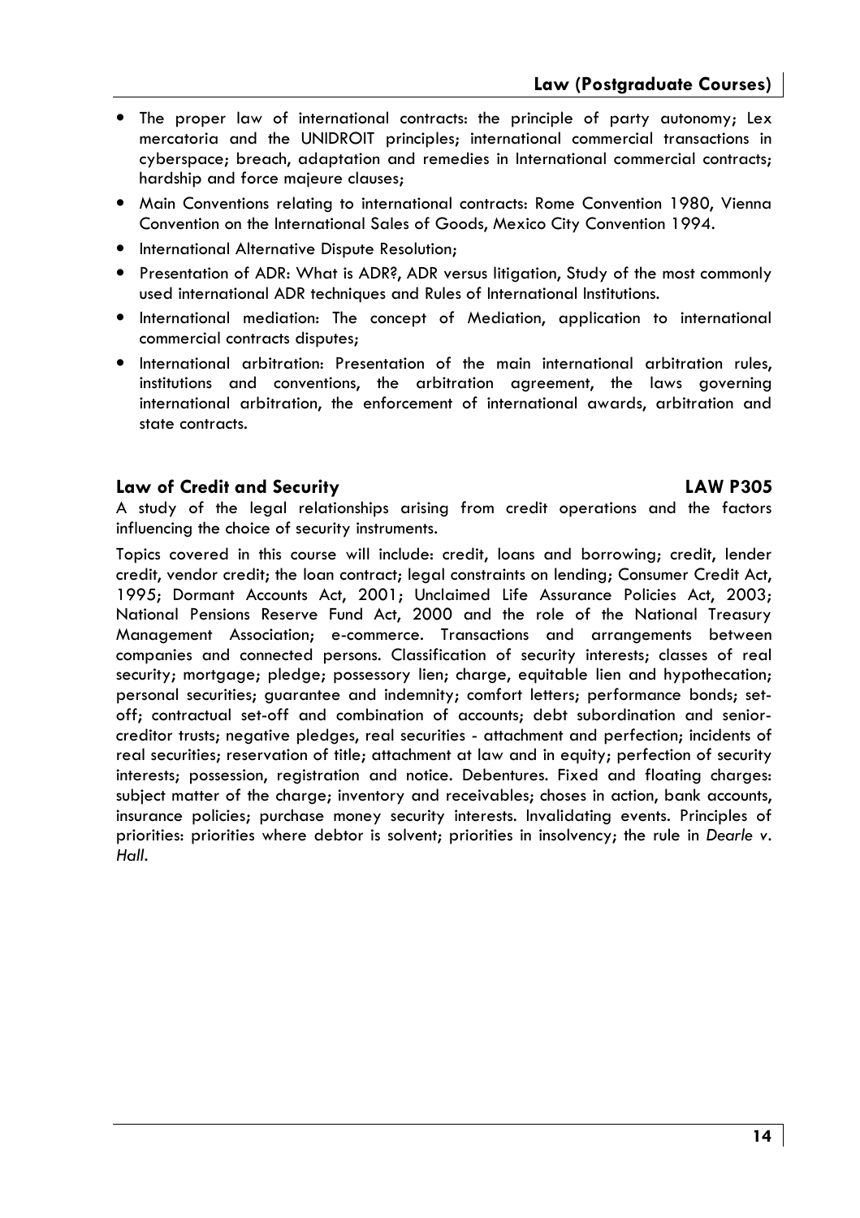- The proper law of international contracts: the principle of party autonomy; Lex mercatoria and the UNIDROIT principles; international commercial transactions in cyberspace; breach, adaptation and remedies in International commercial contracts; hardship and force majeure clauses;
- Main Conventions relating to international contracts: Rome Convention 1980, Vienna Convention on the International Sales of Goods, Mexico City Convention 1994.
- International Alternative Dispute Resolution;
- Presentation of ADR: What is ADR?, ADR versus litigation, Study of the most commonly used international ADR techniques and Rules of International Institutions.
- International mediation: The concept of Mediation, application to international commercial contracts disputes;
- International arbitration: Presentation of the main international arbitration rules, institutions and conventions, the arbitration agreement, the laws governing international arbitration, the enforcement of international awards, arbitration and state contracts.

### Law of Credit and Security — LAW P305

A study of the legal relationships arising from credit operations and the factors influencing the choice of security instruments.

Topics covered in this course will include: credit, loans and borrowing; credit, lender credit, vendor credit; the loan contract; legal constraints on lending; Consumer Credit Act, 1995; Dormant Accounts Act, 2001; Unclaimed Life Assurance Policies Act, 2003; National Pensions Reserve Fund Act, 2000 and the role of the National Treasury Management Association; e-commerce. Transactions and arrangements between companies and connected persons. Classification of security interests; classes of real security; mortgage; pledge; possessory lien; charge, equitable lien and hypothecation; personal securities; guarantee and indemnity; comfort letters; performance bonds; set-off; contractual set-off and combination of accounts; debt subordination and senior-creditor trusts; negative pledges, real securities - attachment and perfection; incidents of real securities; reservation of title; attachment at law and in equity; perfection of security interests; possession, registration and notice. Debentures. Fixed and floating charges: subject matter of the charge; inventory and receivables; choses in action, bank accounts, insurance policies; purchase money security interests. Invalidating events. Principles of priorities: priorities where debtor is solvent; priorities in insolvency; the rule in *Dearle v. Hall*.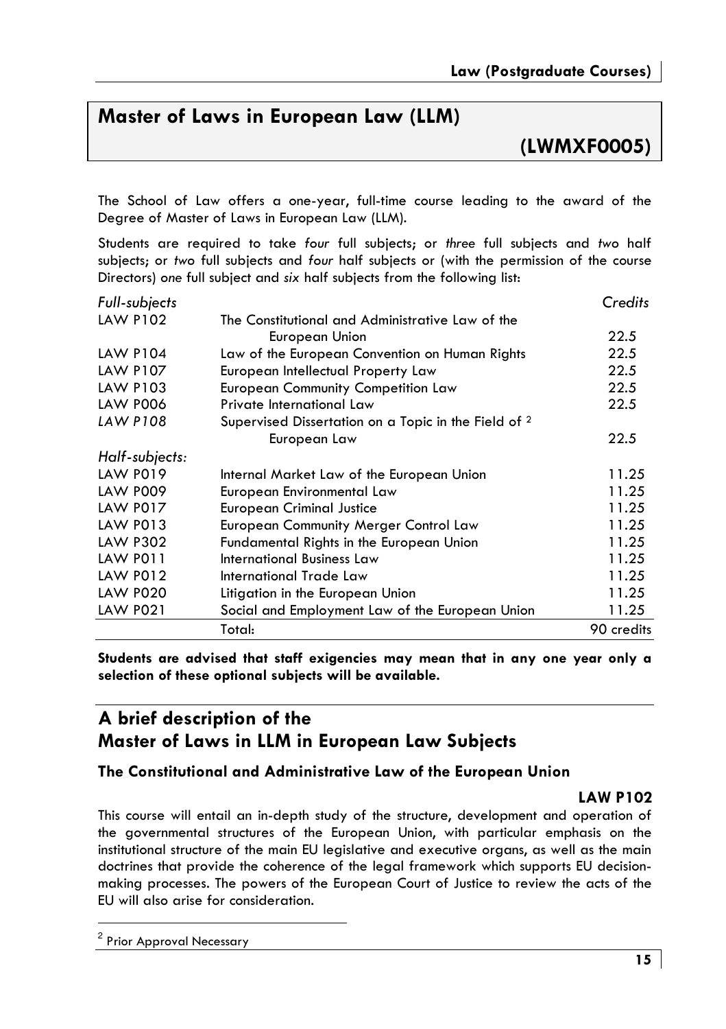# Master of Laws in European Law (LLM)

## (LWMXF0005)

The School of Law offers a one-year, full-time course leading to the award of the Degree of Master of Laws in European Law (LLM).

Students are required to take *four* full subjects; or *three* full subjects and *two* half subjects; or *two* full subjects and *four* half subjects or (with the permission of the course Directors) *one* full subject and *six* half subjects from the following list:

| *Full-subjects* | | *Credits* |
|---|---|---|
| LAW P102 | The Constitutional and Administrative Law of the European Union | 22.5 |
| LAW P104 | Law of the European Convention on Human Rights | 22.5 |
| LAW P107 | European Intellectual Property Law | 22.5 |
| LAW P103 | European Community Competition Law | 22.5 |
| LAW P006 | Private International Law | 22.5 |
| *LAW P108* | Supervised Dissertation on a Topic in the Field of [2] European Law | 22.5 |
| *Half-subjects:* | | |
| LAW P019 | Internal Market Law of the European Union | 11.25 |
| LAW P009 | European Environmental Law | 11.25 |
| LAW P017 | European Criminal Justice | 11.25 |
| LAW P013 | European Community Merger Control Law | 11.25 |
| LAW P302 | Fundamental Rights in the European Union | 11.25 |
| LAW P011 | International Business Law | 11.25 |
| LAW P012 | International Trade Law | 11.25 |
| LAW P020 | Litigation in the European Union | 11.25 |
| LAW P021 | Social and Employment Law of the European Union | 11.25 |
| | Total: | 90 credits |

**Students are advised that staff exigencies may mean that in any one year only a selection of these optional subjects will be available.**

## A brief description of the Master of Laws in LLM in European Law Subjects

### The Constitutional and Administrative Law of the European Union

**LAW P102**

This course will entail an in-depth study of the structure, development and operation of the governmental structures of the European Union, with particular emphasis on the institutional structure of the main EU legislative and executive organs, as well as the main doctrines that provide the coherence of the legal framework which supports EU decision-making processes. The powers of the European Court of Justice to review the acts of the EU will also arise for consideration.

[2] Prior Approval Necessary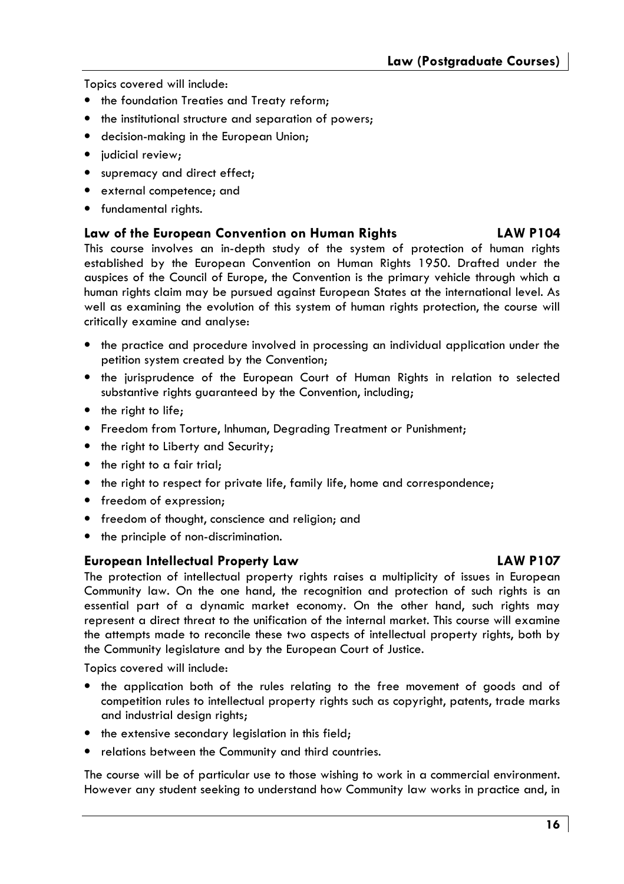Topics covered will include:

- the foundation Treaties and Treaty reform;
- the institutional structure and separation of powers;
- decision-making in the European Union;
- judicial review;
- supremacy and direct effect;
- external competence; and
- fundamental rights.

### Law of the European Convention on Human Rights — LAW P104

This course involves an in-depth study of the system of protection of human rights established by the European Convention on Human Rights 1950. Drafted under the auspices of the Council of Europe, the Convention is the primary vehicle through which a human rights claim may be pursued against European States at the international level. As well as examining the evolution of this system of human rights protection, the course will critically examine and analyse:

- the practice and procedure involved in processing an individual application under the petition system created by the Convention;
- the jurisprudence of the European Court of Human Rights in relation to selected substantive rights guaranteed by the Convention, including;
- the right to life;
- Freedom from Torture, Inhuman, Degrading Treatment or Punishment;
- the right to Liberty and Security;
- the right to a fair trial;
- the right to respect for private life, family life, home and correspondence;
- freedom of expression;
- freedom of thought, conscience and religion; and
- the principle of non-discrimination.

### European Intellectual Property Law — LAW P107

The protection of intellectual property rights raises a multiplicity of issues in European Community law. On the one hand, the recognition and protection of such rights is an essential part of a dynamic market economy. On the other hand, such rights may represent a direct threat to the unification of the internal market. This course will examine the attempts made to reconcile these two aspects of intellectual property rights, both by the Community legislature and by the European Court of Justice.

Topics covered will include:

- the application both of the rules relating to the free movement of goods and of competition rules to intellectual property rights such as copyright, patents, trade marks and industrial design rights;
- the extensive secondary legislation in this field;
- relations between the Community and third countries.

The course will be of particular use to those wishing to work in a commercial environment. However any student seeking to understand how Community law works in practice and, in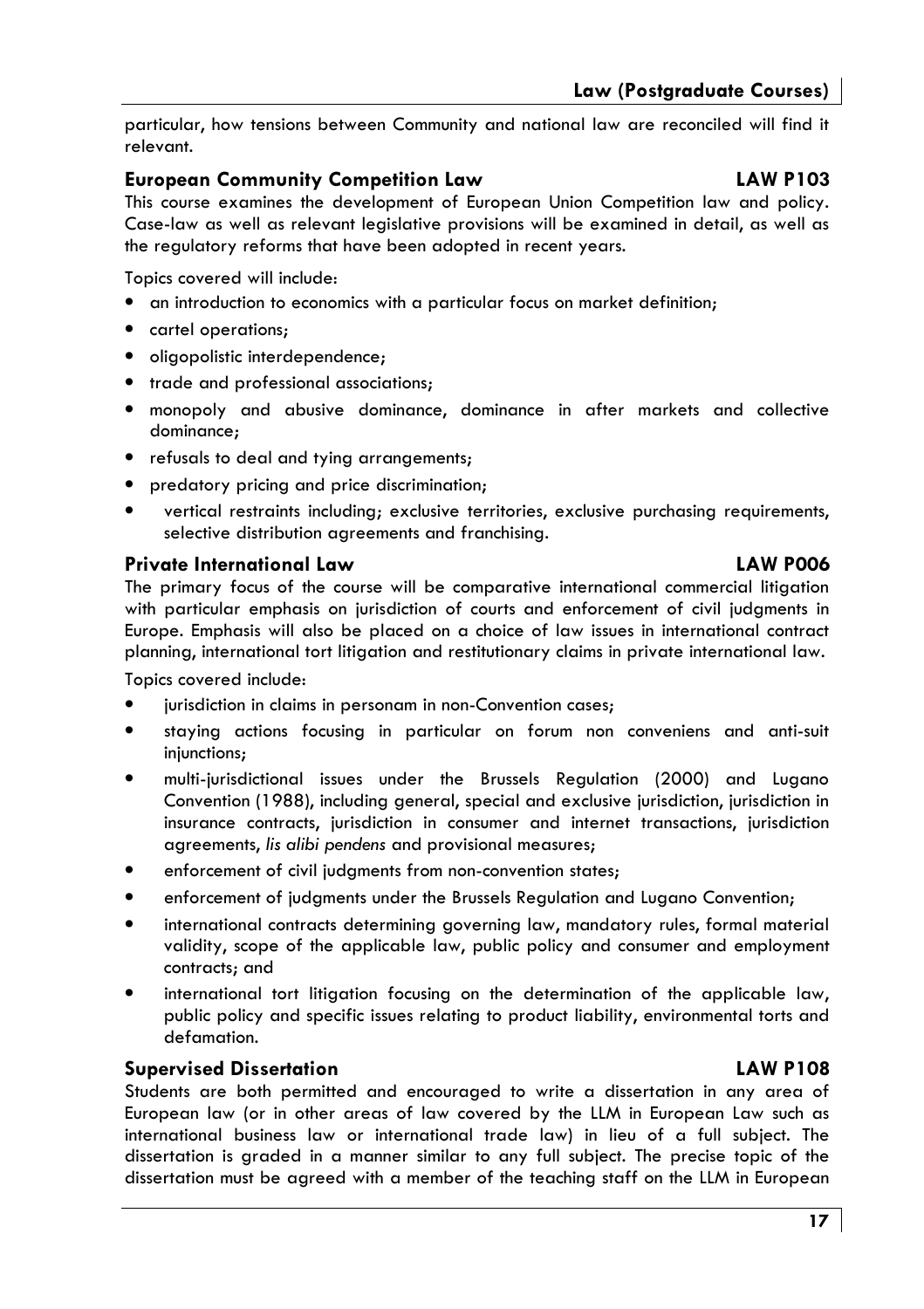particular, how tensions between Community and national law are reconciled will find it relevant.

### European Community Competition Law — LAW P103

This course examines the development of European Union Competition law and policy. Case-law as well as relevant legislative provisions will be examined in detail, as well as the regulatory reforms that have been adopted in recent years.

Topics covered will include:

- an introduction to economics with a particular focus on market definition;
- cartel operations;
- oligopolistic interdependence;
- trade and professional associations;
- monopoly and abusive dominance, dominance in after markets and collective dominance;
- refusals to deal and tying arrangements;
- predatory pricing and price discrimination;
- vertical restraints including; exclusive territories, exclusive purchasing requirements, selective distribution agreements and franchising.

### Private International Law — LAW P006

The primary focus of the course will be comparative international commercial litigation with particular emphasis on jurisdiction of courts and enforcement of civil judgments in Europe. Emphasis will also be placed on a choice of law issues in international contract planning, international tort litigation and restitutionary claims in private international law.

Topics covered include:

- jurisdiction in claims in personam in non-Convention cases;
- staying actions focusing in particular on forum non conveniens and anti-suit injunctions;
- multi-jurisdictional issues under the Brussels Regulation (2000) and Lugano Convention (1988), including general, special and exclusive jurisdiction, jurisdiction in insurance contracts, jurisdiction in consumer and internet transactions, jurisdiction agreements, *lis alibi pendens* and provisional measures;
- enforcement of civil judgments from non-convention states;
- enforcement of judgments under the Brussels Regulation and Lugano Convention;
- international contracts determining governing law, mandatory rules, formal material validity, scope of the applicable law, public policy and consumer and employment contracts; and
- international tort litigation focusing on the determination of the applicable law, public policy and specific issues relating to product liability, environmental torts and defamation.

### Supervised Dissertation — LAW P108

Students are both permitted and encouraged to write a dissertation in any area of European law (or in other areas of law covered by the LLM in European Law such as international business law or international trade law) in lieu of a full subject. The dissertation is graded in a manner similar to any full subject. The precise topic of the dissertation must be agreed with a member of the teaching staff on the LLM in European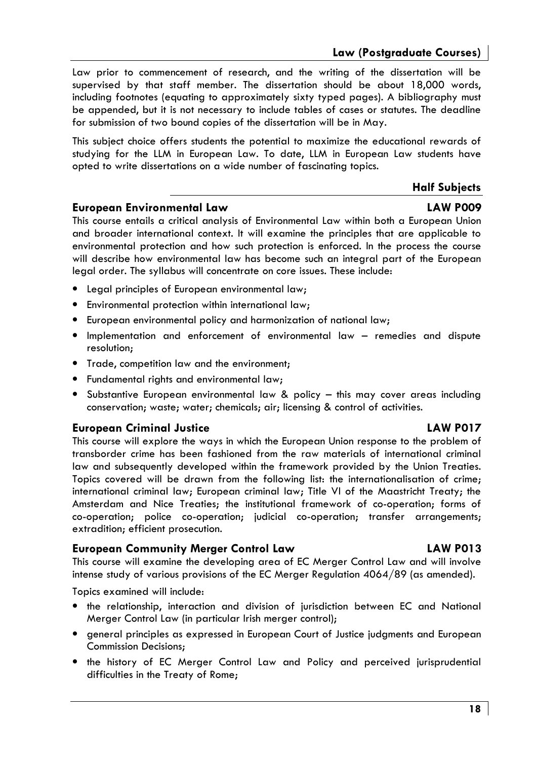Law prior to commencement of research, and the writing of the dissertation will be supervised by that staff member. The dissertation should be about 18,000 words, including footnotes (equating to approximately sixty typed pages). A bibliography must be appended, but it is not necessary to include tables of cases or statutes. The deadline for submission of two bound copies of the dissertation will be in May.

This subject choice offers students the potential to maximize the educational rewards of studying for the LLM in European Law. To date, LLM in European Law students have opted to write dissertations on a wide number of fascinating topics.

## Half Subjects

### European Environmental Law — LAW P009

This course entails a critical analysis of Environmental Law within both a European Union and broader international context. It will examine the principles that are applicable to environmental protection and how such protection is enforced. In the process the course will describe how environmental law has become such an integral part of the European legal order. The syllabus will concentrate on core issues. These include:

- Legal principles of European environmental law;
- Environmental protection within international law;
- European environmental policy and harmonization of national law;
- Implementation and enforcement of environmental law – remedies and dispute resolution;
- Trade, competition law and the environment;
- Fundamental rights and environmental law;
- Substantive European environmental law & policy – this may cover areas including conservation; waste; water; chemicals; air; licensing & control of activities.

### European Criminal Justice — LAW P017

This course will explore the ways in which the European Union response to the problem of transborder crime has been fashioned from the raw materials of international criminal law and subsequently developed within the framework provided by the Union Treaties. Topics covered will be drawn from the following list: the internationalisation of crime; international criminal law; European criminal law; Title VI of the Maastricht Treaty; the Amsterdam and Nice Treaties; the institutional framework of co-operation; forms of co-operation; police co-operation; judicial co-operation; transfer arrangements; extradition; efficient prosecution.

### European Community Merger Control Law — LAW P013

This course will examine the developing area of EC Merger Control Law and will involve intense study of various provisions of the EC Merger Regulation 4064/89 (as amended).

Topics examined will include:

- the relationship, interaction and division of jurisdiction between EC and National Merger Control Law (in particular Irish merger control);
- general principles as expressed in European Court of Justice judgments and European Commission Decisions;
- the history of EC Merger Control Law and Policy and perceived jurisprudential difficulties in the Treaty of Rome;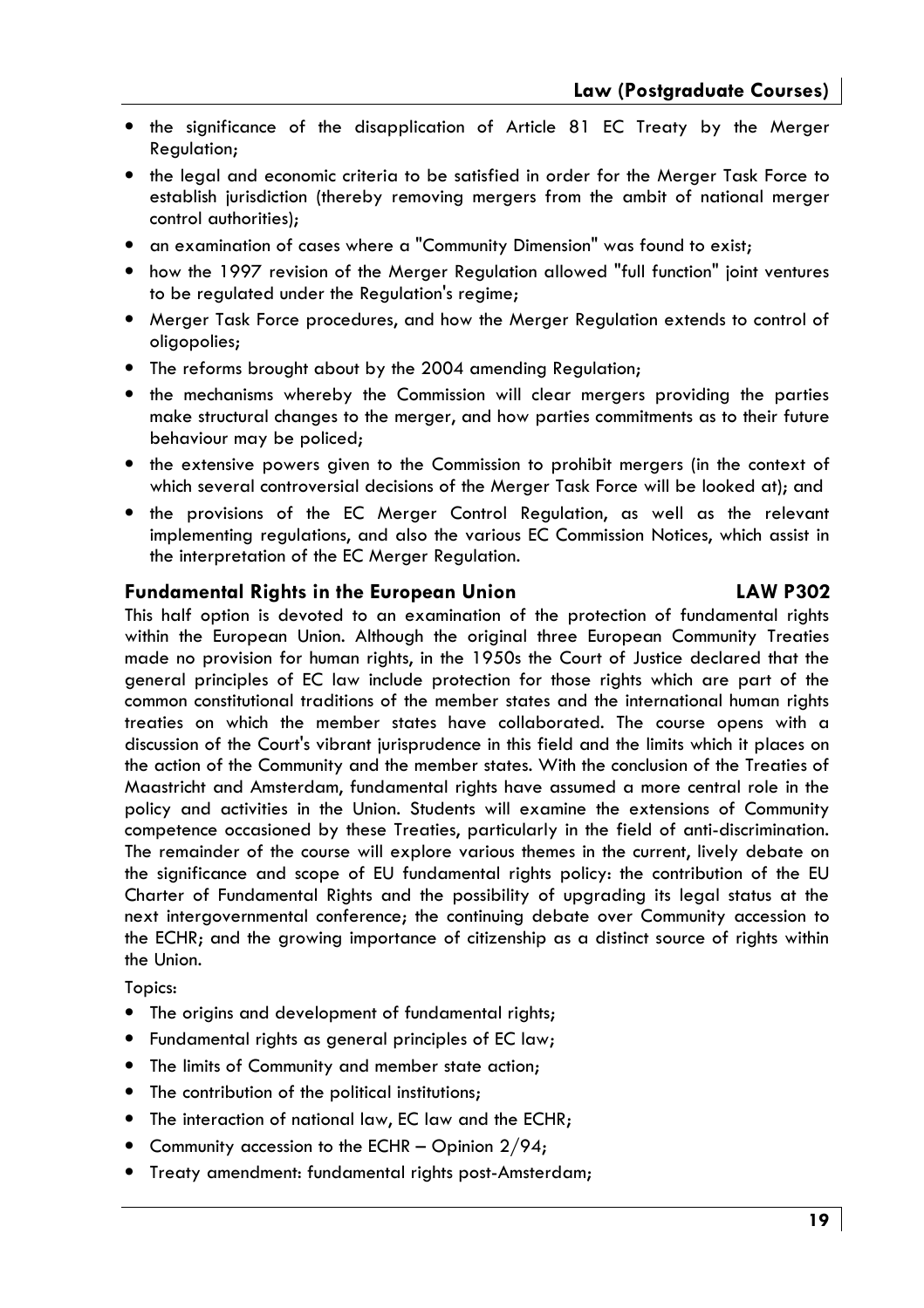- the significance of the disapplication of Article 81 EC Treaty by the Merger Regulation;
- the legal and economic criteria to be satisfied in order for the Merger Task Force to establish jurisdiction (thereby removing mergers from the ambit of national merger control authorities);
- an examination of cases where a "Community Dimension" was found to exist;
- how the 1997 revision of the Merger Regulation allowed "full function" joint ventures to be regulated under the Regulation's regime;
- Merger Task Force procedures, and how the Merger Regulation extends to control of oligopolies;
- The reforms brought about by the 2004 amending Regulation;
- the mechanisms whereby the Commission will clear mergers providing the parties make structural changes to the merger, and how parties commitments as to their future behaviour may be policed;
- the extensive powers given to the Commission to prohibit mergers (in the context of which several controversial decisions of the Merger Task Force will be looked at); and
- the provisions of the EC Merger Control Regulation, as well as the relevant implementing regulations, and also the various EC Commission Notices, which assist in the interpretation of the EC Merger Regulation.

### Fundamental Rights in the European Union — LAW P302

This half option is devoted to an examination of the protection of fundamental rights within the European Union. Although the original three European Community Treaties made no provision for human rights, in the 1950s the Court of Justice declared that the general principles of EC law include protection for those rights which are part of the common constitutional traditions of the member states and the international human rights treaties on which the member states have collaborated. The course opens with a discussion of the Court's vibrant jurisprudence in this field and the limits which it places on the action of the Community and the member states. With the conclusion of the Treaties of Maastricht and Amsterdam, fundamental rights have assumed a more central role in the policy and activities in the Union. Students will examine the extensions of Community competence occasioned by these Treaties, particularly in the field of anti-discrimination. The remainder of the course will explore various themes in the current, lively debate on the significance and scope of EU fundamental rights policy: the contribution of the EU Charter of Fundamental Rights and the possibility of upgrading its legal status at the next intergovernmental conference; the continuing debate over Community accession to the ECHR; and the growing importance of citizenship as a distinct source of rights within the Union.

Topics:

- The origins and development of fundamental rights;
- Fundamental rights as general principles of EC law;
- The limits of Community and member state action;
- The contribution of the political institutions;
- The interaction of national law, EC law and the ECHR;
- Community accession to the ECHR – Opinion 2/94;
- Treaty amendment: fundamental rights post-Amsterdam;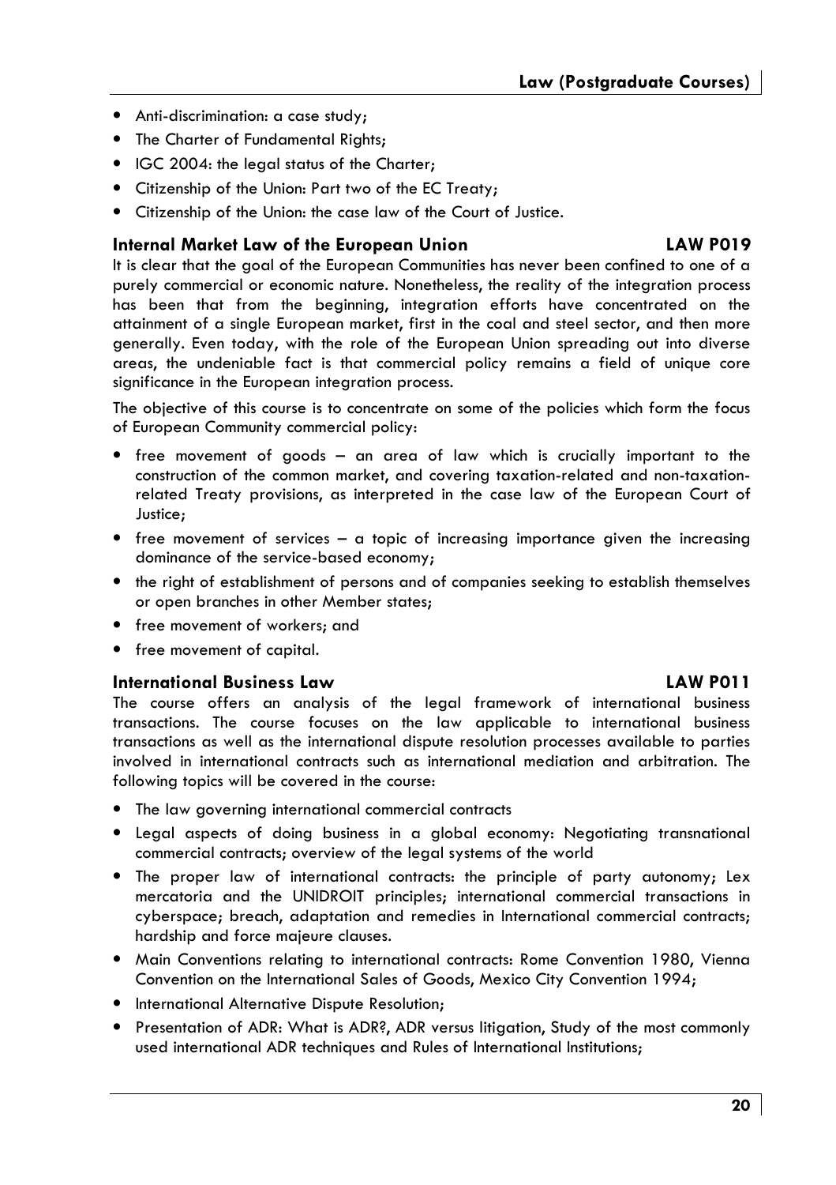- Anti-discrimination: a case study;
- The Charter of Fundamental Rights;
- IGC 2004: the legal status of the Charter;
- Citizenship of the Union: Part two of the EC Treaty;
- Citizenship of the Union: the case law of the Court of Justice.

### Internal Market Law of the European Union — LAW P019

It is clear that the goal of the European Communities has never been confined to one of a purely commercial or economic nature. Nonetheless, the reality of the integration process has been that from the beginning, integration efforts have concentrated on the attainment of a single European market, first in the coal and steel sector, and then more generally. Even today, with the role of the European Union spreading out into diverse areas, the undeniable fact is that commercial policy remains a field of unique core significance in the European integration process.

The objective of this course is to concentrate on some of the policies which form the focus of European Community commercial policy:

- free movement of goods – an area of law which is crucially important to the construction of the common market, and covering taxation-related and non-taxation-related Treaty provisions, as interpreted in the case law of the European Court of Justice;
- free movement of services – a topic of increasing importance given the increasing dominance of the service-based economy;
- the right of establishment of persons and of companies seeking to establish themselves or open branches in other Member states;
- free movement of workers; and
- free movement of capital.

### International Business Law — LAW P011

The course offers an analysis of the legal framework of international business transactions. The course focuses on the law applicable to international business transactions as well as the international dispute resolution processes available to parties involved in international contracts such as international mediation and arbitration. The following topics will be covered in the course:

- The law governing international commercial contracts
- Legal aspects of doing business in a global economy: Negotiating transnational commercial contracts; overview of the legal systems of the world
- The proper law of international contracts: the principle of party autonomy; Lex mercatoria and the UNIDROIT principles; international commercial transactions in cyberspace; breach, adaptation and remedies in International commercial contracts; hardship and force majeure clauses.
- Main Conventions relating to international contracts: Rome Convention 1980, Vienna Convention on the International Sales of Goods, Mexico City Convention 1994;
- International Alternative Dispute Resolution;
- Presentation of ADR: What is ADR?, ADR versus litigation, Study of the most commonly used international ADR techniques and Rules of International Institutions;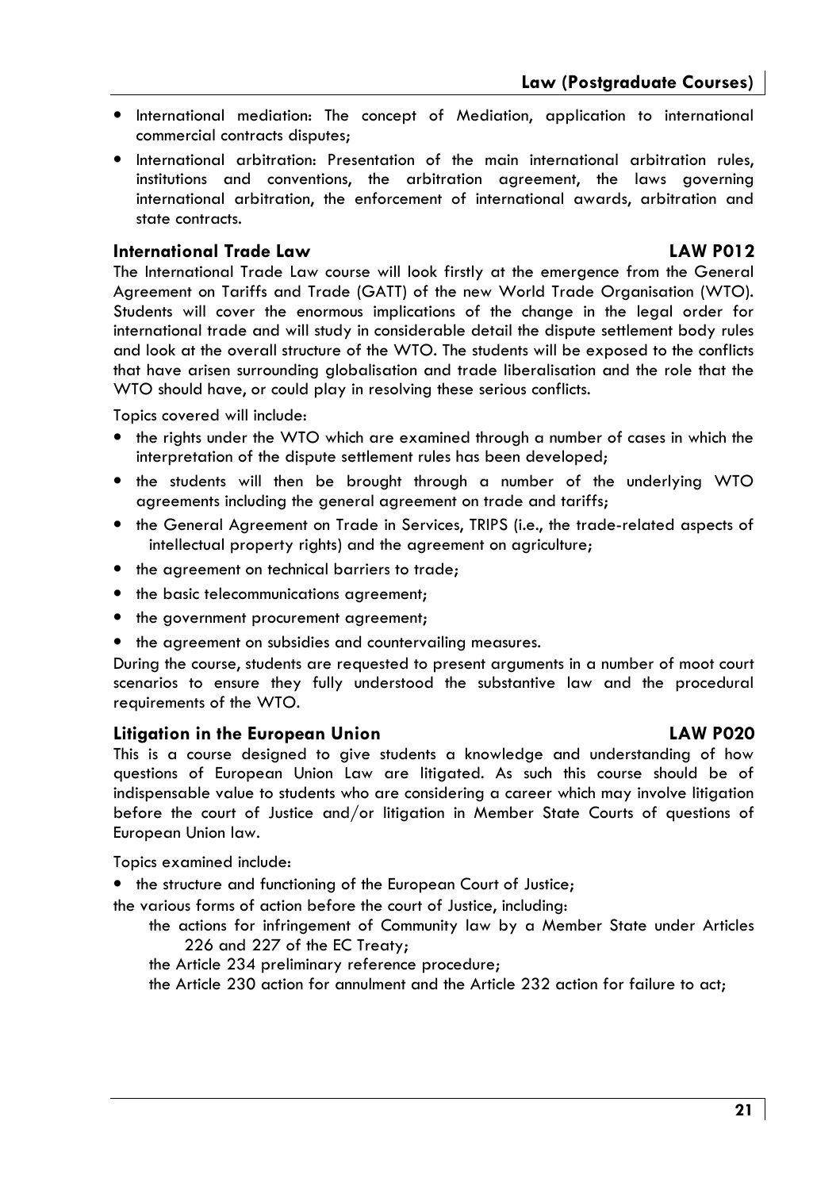- International mediation: The concept of Mediation, application to international commercial contracts disputes;
- International arbitration: Presentation of the main international arbitration rules, institutions and conventions, the arbitration agreement, the laws governing international arbitration, the enforcement of international awards, arbitration and state contracts.

### International Trade Law — LAW P012

The International Trade Law course will look firstly at the emergence from the General Agreement on Tariffs and Trade (GATT) of the new World Trade Organisation (WTO). Students will cover the enormous implications of the change in the legal order for international trade and will study in considerable detail the dispute settlement body rules and look at the overall structure of the WTO. The students will be exposed to the conflicts that have arisen surrounding globalisation and trade liberalisation and the role that the WTO should have, or could play in resolving these serious conflicts.

Topics covered will include:

- the rights under the WTO which are examined through a number of cases in which the interpretation of the dispute settlement rules has been developed;
- the students will then be brought through a number of the underlying WTO agreements including the general agreement on trade and tariffs;
- the General Agreement on Trade in Services, TRIPS (i.e., the trade-related aspects of intellectual property rights) and the agreement on agriculture;
- the agreement on technical barriers to trade;
- the basic telecommunications agreement;
- the government procurement agreement;
- the agreement on subsidies and countervailing measures.

During the course, students are requested to present arguments in a number of moot court scenarios to ensure they fully understood the substantive law and the procedural requirements of the WTO.

### Litigation in the European Union — LAW P020

This is a course designed to give students a knowledge and understanding of how questions of European Union Law are litigated. As such this course should be of indispensable value to students who are considering a career which may involve litigation before the court of Justice and/or litigation in Member State Courts of questions of European Union law.

Topics examined include:

- the structure and functioning of the European Court of Justice;

the various forms of action before the court of Justice, including:

the actions for infringement of Community law by a Member State under Articles 226 and 227 of the EC Treaty;

the Article 234 preliminary reference procedure;

the Article 230 action for annulment and the Article 232 action for failure to act;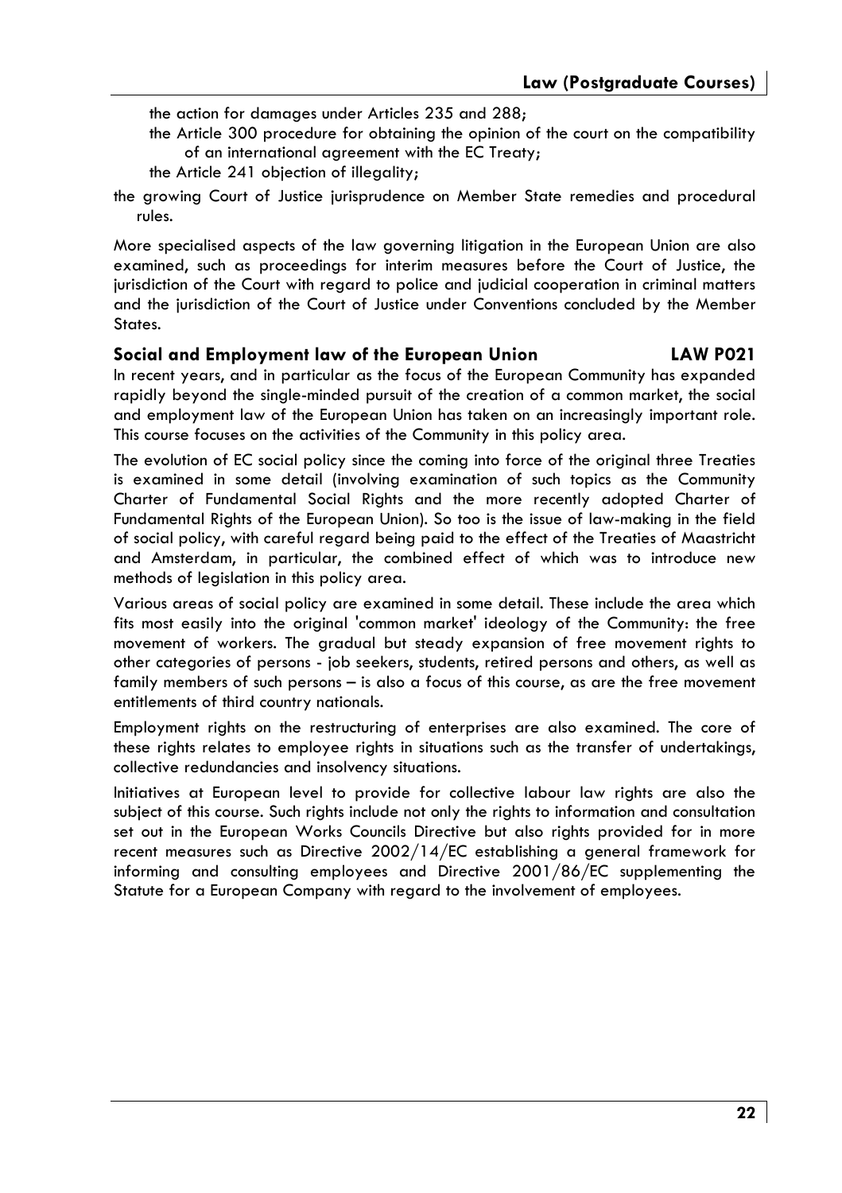- the action for damages under Articles 235 and 288;
- the Article 300 procedure for obtaining the opinion of the court on the compatibility of an international agreement with the EC Treaty;
- the Article 241 objection of illegality;

the growing Court of Justice jurisprudence on Member State remedies and procedural rules.

More specialised aspects of the law governing litigation in the European Union are also examined, such as proceedings for interim measures before the Court of Justice, the jurisdiction of the Court with regard to police and judicial cooperation in criminal matters and the jurisdiction of the Court of Justice under Conventions concluded by the Member States.

### Social and Employment law of the European Union LAW P021

In recent years, and in particular as the focus of the European Community has expanded rapidly beyond the single-minded pursuit of the creation of a common market, the social and employment law of the European Union has taken on an increasingly important role. This course focuses on the activities of the Community in this policy area.

The evolution of EC social policy since the coming into force of the original three Treaties is examined in some detail (involving examination of such topics as the Community Charter of Fundamental Social Rights and the more recently adopted Charter of Fundamental Rights of the European Union). So too is the issue of law-making in the field of social policy, with careful regard being paid to the effect of the Treaties of Maastricht and Amsterdam, in particular, the combined effect of which was to introduce new methods of legislation in this policy area.

Various areas of social policy are examined in some detail. These include the area which fits most easily into the original 'common market' ideology of the Community: the free movement of workers. The gradual but steady expansion of free movement rights to other categories of persons - job seekers, students, retired persons and others, as well as family members of such persons – is also a focus of this course, as are the free movement entitlements of third country nationals.

Employment rights on the restructuring of enterprises are also examined. The core of these rights relates to employee rights in situations such as the transfer of undertakings, collective redundancies and insolvency situations.

Initiatives at European level to provide for collective labour law rights are also the subject of this course. Such rights include not only the rights to information and consultation set out in the European Works Councils Directive but also rights provided for in more recent measures such as Directive 2002/14/EC establishing a general framework for informing and consulting employees and Directive 2001/86/EC supplementing the Statute for a European Company with regard to the involvement of employees.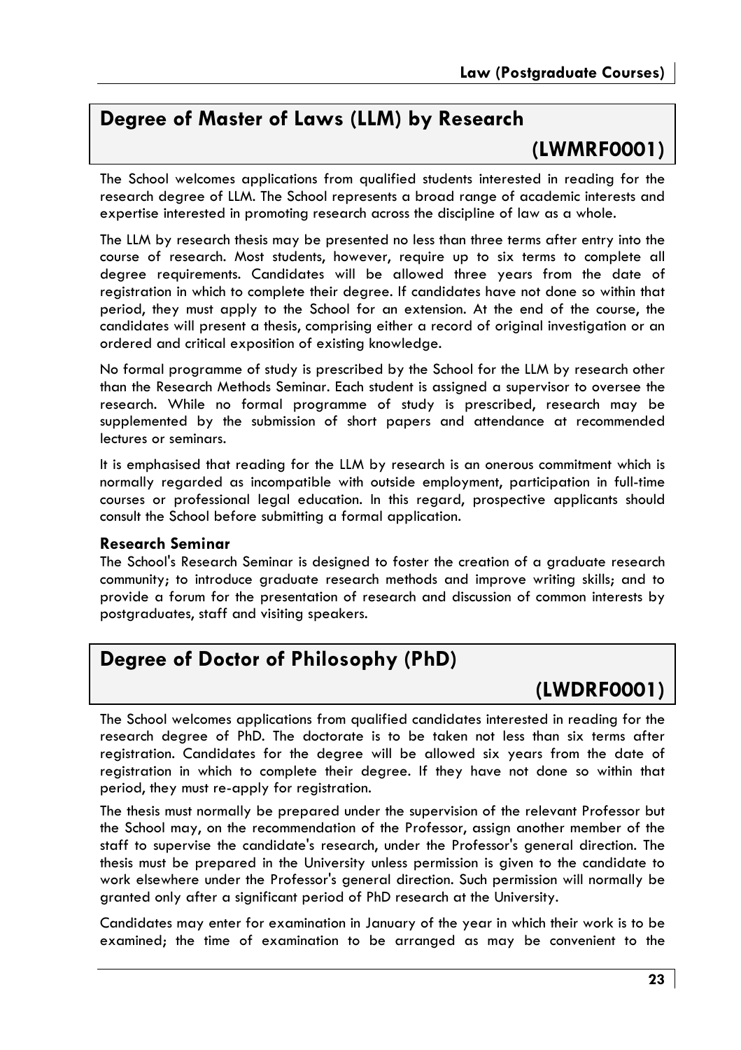## Degree of Master of Laws (LLM) by Research

## (LWMRF0001)

The School welcomes applications from qualified students interested in reading for the research degree of LLM. The School represents a broad range of academic interests and expertise interested in promoting research across the discipline of law as a whole.

The LLM by research thesis may be presented no less than three terms after entry into the course of research. Most students, however, require up to six terms to complete all degree requirements. Candidates will be allowed three years from the date of registration in which to complete their degree. If candidates have not done so within that period, they must apply to the School for an extension. At the end of the course, the candidates will present a thesis, comprising either a record of original investigation or an ordered and critical exposition of existing knowledge.

No formal programme of study is prescribed by the School for the LLM by research other than the Research Methods Seminar. Each student is assigned a supervisor to oversee the research. While no formal programme of study is prescribed, research may be supplemented by the submission of short papers and attendance at recommended lectures or seminars.

It is emphasised that reading for the LLM by research is an onerous commitment which is normally regarded as incompatible with outside employment, participation in full-time courses or professional legal education. In this regard, prospective applicants should consult the School before submitting a formal application.

### Research Seminar

The School's Research Seminar is designed to foster the creation of a graduate research community; to introduce graduate research methods and improve writing skills; and to provide a forum for the presentation of research and discussion of common interests by postgraduates, staff and visiting speakers.

## Degree of Doctor of Philosophy (PhD)

## (LWDRF0001)

The School welcomes applications from qualified candidates interested in reading for the research degree of PhD. The doctorate is to be taken not less than six terms after registration. Candidates for the degree will be allowed six years from the date of registration in which to complete their degree. If they have not done so within that period, they must re-apply for registration.

The thesis must normally be prepared under the supervision of the relevant Professor but the School may, on the recommendation of the Professor, assign another member of the staff to supervise the candidate's research, under the Professor's general direction. The thesis must be prepared in the University unless permission is given to the candidate to work elsewhere under the Professor's general direction. Such permission will normally be granted only after a significant period of PhD research at the University.

Candidates may enter for examination in January of the year in which their work is to be examined; the time of examination to be arranged as may be convenient to the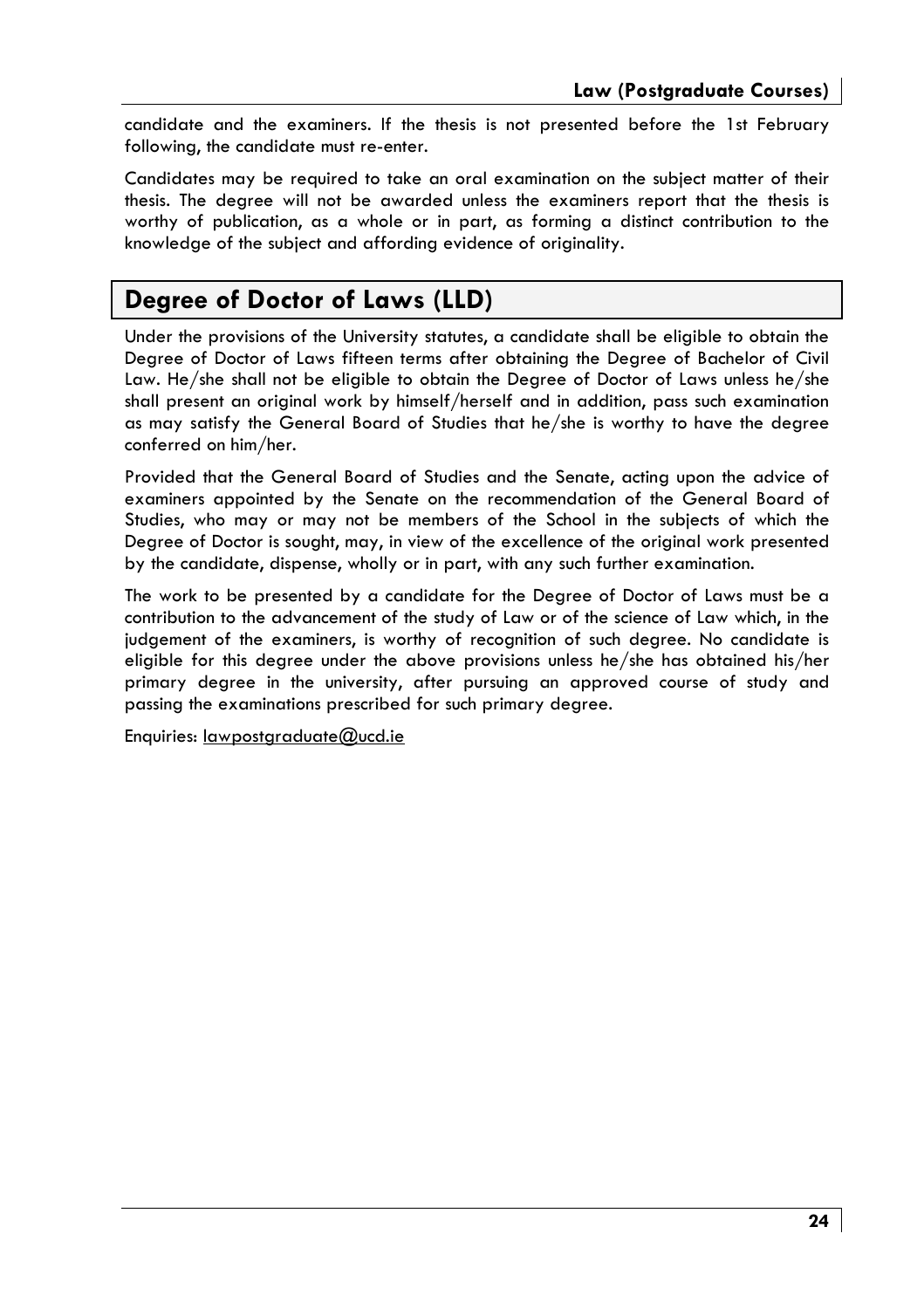candidate and the examiners. If the thesis is not presented before the 1st February following, the candidate must re-enter.

Candidates may be required to take an oral examination on the subject matter of their thesis. The degree will not be awarded unless the examiners report that the thesis is worthy of publication, as a whole or in part, as forming a distinct contribution to the knowledge of the subject and affording evidence of originality.

## Degree of Doctor of Laws (LLD)

Under the provisions of the University statutes, a candidate shall be eligible to obtain the Degree of Doctor of Laws fifteen terms after obtaining the Degree of Bachelor of Civil Law. He/she shall not be eligible to obtain the Degree of Doctor of Laws unless he/she shall present an original work by himself/herself and in addition, pass such examination as may satisfy the General Board of Studies that he/she is worthy to have the degree conferred on him/her.

Provided that the General Board of Studies and the Senate, acting upon the advice of examiners appointed by the Senate on the recommendation of the General Board of Studies, who may or may not be members of the School in the subjects of which the Degree of Doctor is sought, may, in view of the excellence of the original work presented by the candidate, dispense, wholly or in part, with any such further examination.

The work to be presented by a candidate for the Degree of Doctor of Laws must be a contribution to the advancement of the study of Law or of the science of Law which, in the judgement of the examiners, is worthy of recognition of such degree. No candidate is eligible for this degree under the above provisions unless he/she has obtained his/her primary degree in the university, after pursuing an approved course of study and passing the examinations prescribed for such primary degree.

Enquiries: lawpostgraduate@ucd.ie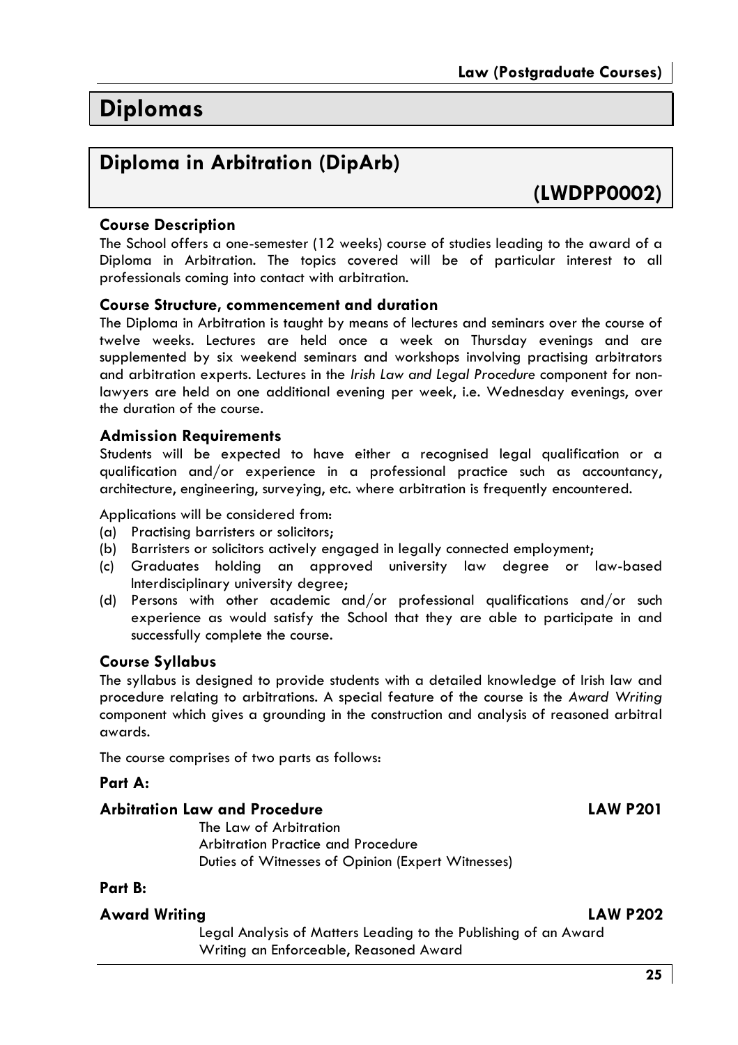# Diplomas

## Diploma in Arbitration (DipArb)

## (LWDPP0002)

### Course Description

The School offers a one-semester (12 weeks) course of studies leading to the award of a Diploma in Arbitration. The topics covered will be of particular interest to all professionals coming into contact with arbitration.

### Course Structure, commencement and duration

The Diploma in Arbitration is taught by means of lectures and seminars over the course of twelve weeks. Lectures are held once a week on Thursday evenings and are supplemented by six weekend seminars and workshops involving practising arbitrators and arbitration experts. Lectures in the *Irish Law and Legal Procedure* component for non-lawyers are held on one additional evening per week, i.e. Wednesday evenings, over the duration of the course.

### Admission Requirements

Students will be expected to have either a recognised legal qualification or a qualification and/or experience in a professional practice such as accountancy, architecture, engineering, surveying, etc. where arbitration is frequently encountered.

Applications will be considered from:

(a) Practising barristers or solicitors;
(b) Barristers or solicitors actively engaged in legally connected employment;
(c) Graduates holding an approved university law degree or law-based Interdisciplinary university degree;
(d) Persons with other academic and/or professional qualifications and/or such experience as would satisfy the School that they are able to participate in and successfully complete the course.

### Course Syllabus

The syllabus is designed to provide students with a detailed knowledge of Irish law and procedure relating to arbitrations. A special feature of the course is the *Award Writing* component which gives a grounding in the construction and analysis of reasoned arbitral awards.

The course comprises of two parts as follows:

**Part A:**

**Arbitration Law and Procedure** **LAW P201**

The Law of Arbitration
Arbitration Practice and Procedure
Duties of Witnesses of Opinion (Expert Witnesses)

**Part B:**

**Award Writing** **LAW P202**

Legal Analysis of Matters Leading to the Publishing of an Award
Writing an Enforceable, Reasoned Award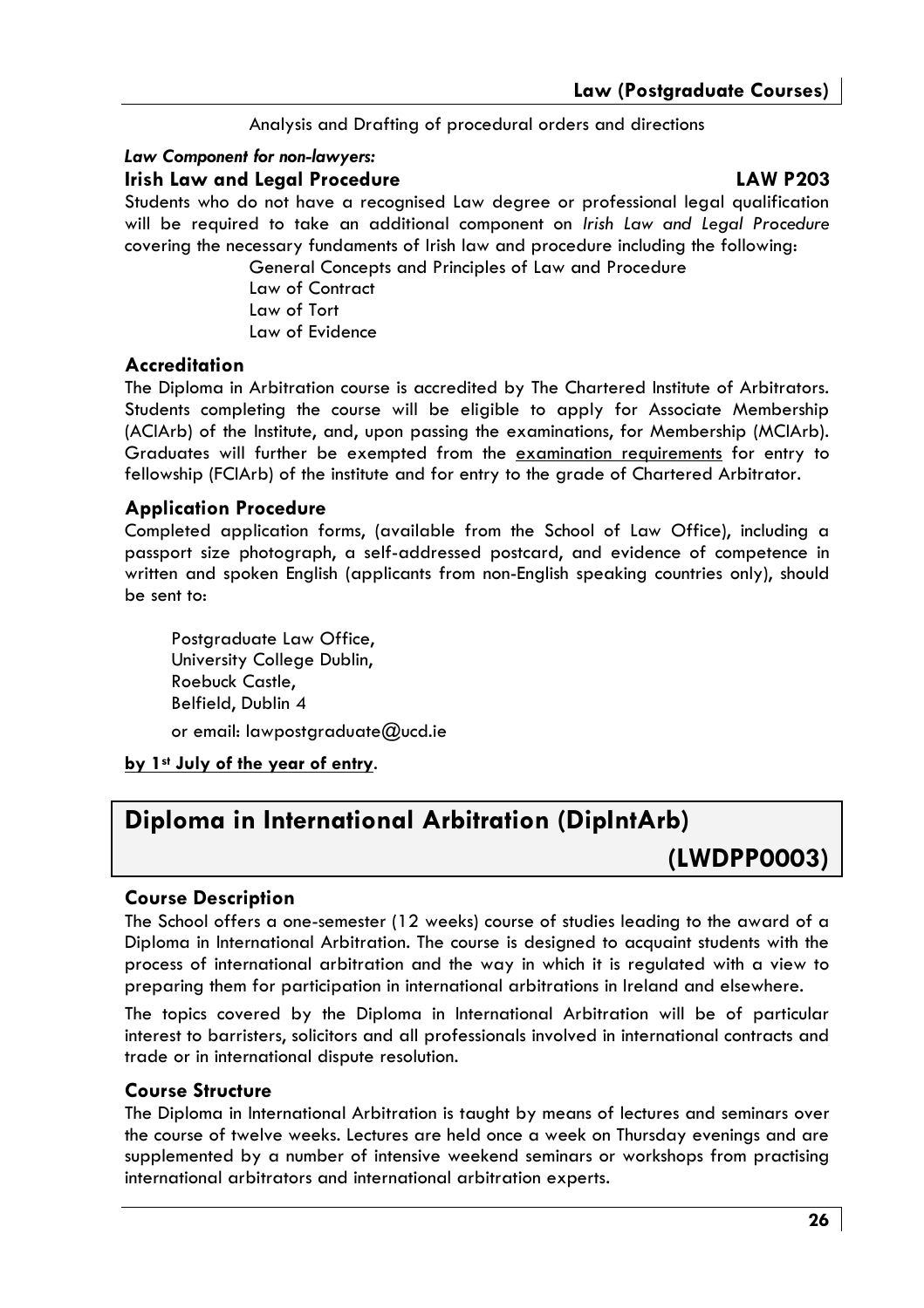Analysis and Drafting of procedural orders and directions

***Law Component for non-lawyers:***

**Irish Law and Legal Procedure** **LAW P203**

Students who do not have a recognised Law degree or professional legal qualification will be required to take an additional component on *Irish Law and Legal Procedure* covering the necessary fundaments of Irish law and procedure including the following:

General Concepts and Principles of Law and Procedure
Law of Contract
Law of Tort
Law of Evidence

### Accreditation

The Diploma in Arbitration course is accredited by The Chartered Institute of Arbitrators. Students completing the course will be eligible to apply for Associate Membership (ACIArb) of the Institute, and, upon passing the examinations, for Membership (MCIArb). Graduates will further be exempted from the examination requirements for entry to fellowship (FCIArb) of the institute and for entry to the grade of Chartered Arbitrator.

### Application Procedure

Completed application forms, (available from the School of Law Office), including a passport size photograph, a self-addressed postcard, and evidence of competence in written and spoken English (applicants from non-English speaking countries only), should be sent to:

Postgraduate Law Office,
University College Dublin,
Roebuck Castle,
Belfield, Dublin 4

or email: lawpostgraduate@ucd.ie

**by 1st July of the year of entry**.

## Diploma in International Arbitration (DipIntArb) (LWDPP0003)

### Course Description

The School offers a one-semester (12 weeks) course of studies leading to the award of a Diploma in International Arbitration. The course is designed to acquaint students with the process of international arbitration and the way in which it is regulated with a view to preparing them for participation in international arbitrations in Ireland and elsewhere.

The topics covered by the Diploma in International Arbitration will be of particular interest to barristers, solicitors and all professionals involved in international contracts and trade or in international dispute resolution.

### Course Structure

The Diploma in International Arbitration is taught by means of lectures and seminars over the course of twelve weeks. Lectures are held once a week on Thursday evenings and are supplemented by a number of intensive weekend seminars or workshops from practising international arbitrators and international arbitration experts.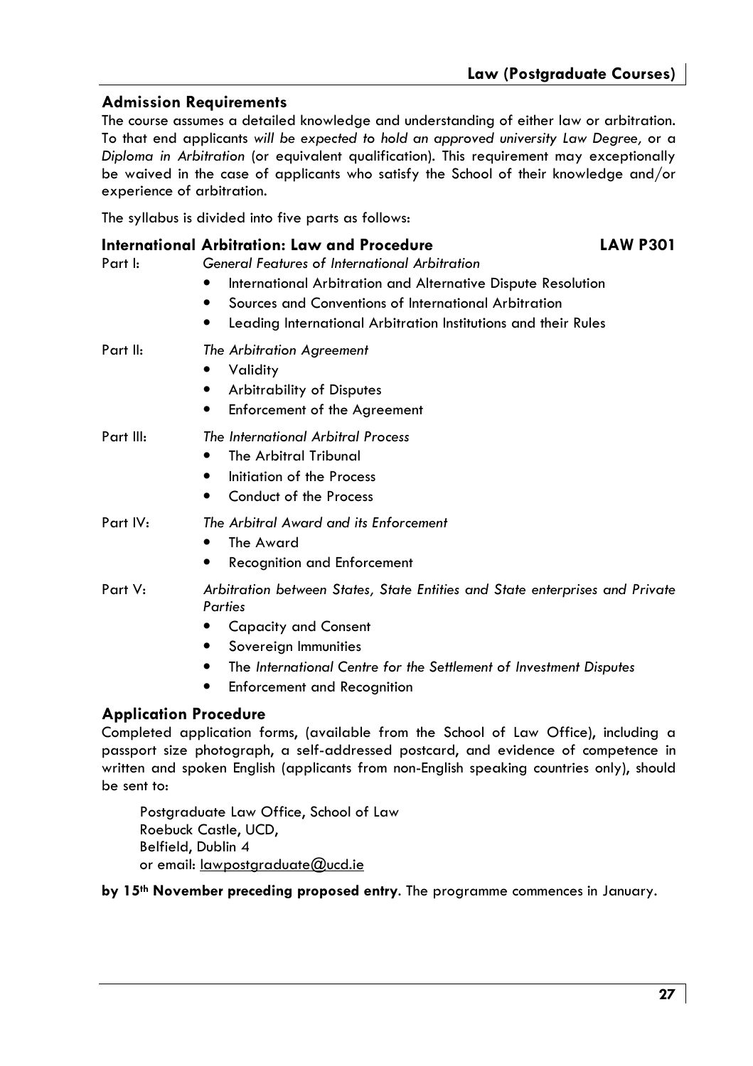## Admission Requirements

The course assumes a detailed knowledge and understanding of either law or arbitration. To that end applicants *will be expected to hold an approved university Law Degree,* or a *Diploma in Arbitration* (or equivalent qualification). This requirement may exceptionally be waived in the case of applicants who satisfy the School of their knowledge and/or experience of arbitration.

The syllabus is divided into five parts as follows:

### International Arbitration: Law and Procedure — LAW P301

Part I: *General Features of International Arbitration*

- International Arbitration and Alternative Dispute Resolution
- Sources and Conventions of International Arbitration
- Leading International Arbitration Institutions and their Rules

Part II: *The Arbitration Agreement*

- Validity
- Arbitrability of Disputes
- Enforcement of the Agreement

Part III: *The International Arbitral Process*

- The Arbitral Tribunal
- Initiation of the Process
- Conduct of the Process

Part IV: *The Arbitral Award and its Enforcement*

- The Award
- Recognition and Enforcement

Part V: *Arbitration between States, State Entities and State enterprises and Private Parties*

- Capacity and Consent
- Sovereign Immunities
- The *International Centre for the Settlement of Investment Disputes*
- Enforcement and Recognition

## Application Procedure

Completed application forms, (available from the School of Law Office), including a passport size photograph, a self-addressed postcard, and evidence of competence in written and spoken English (applicants from non-English speaking countries only), should be sent to:

Postgraduate Law Office, School of Law
Roebuck Castle, UCD,
Belfield, Dublin 4
or email: lawpostgraduate@ucd.ie

**by 15th November preceding proposed entry**. The programme commences in January.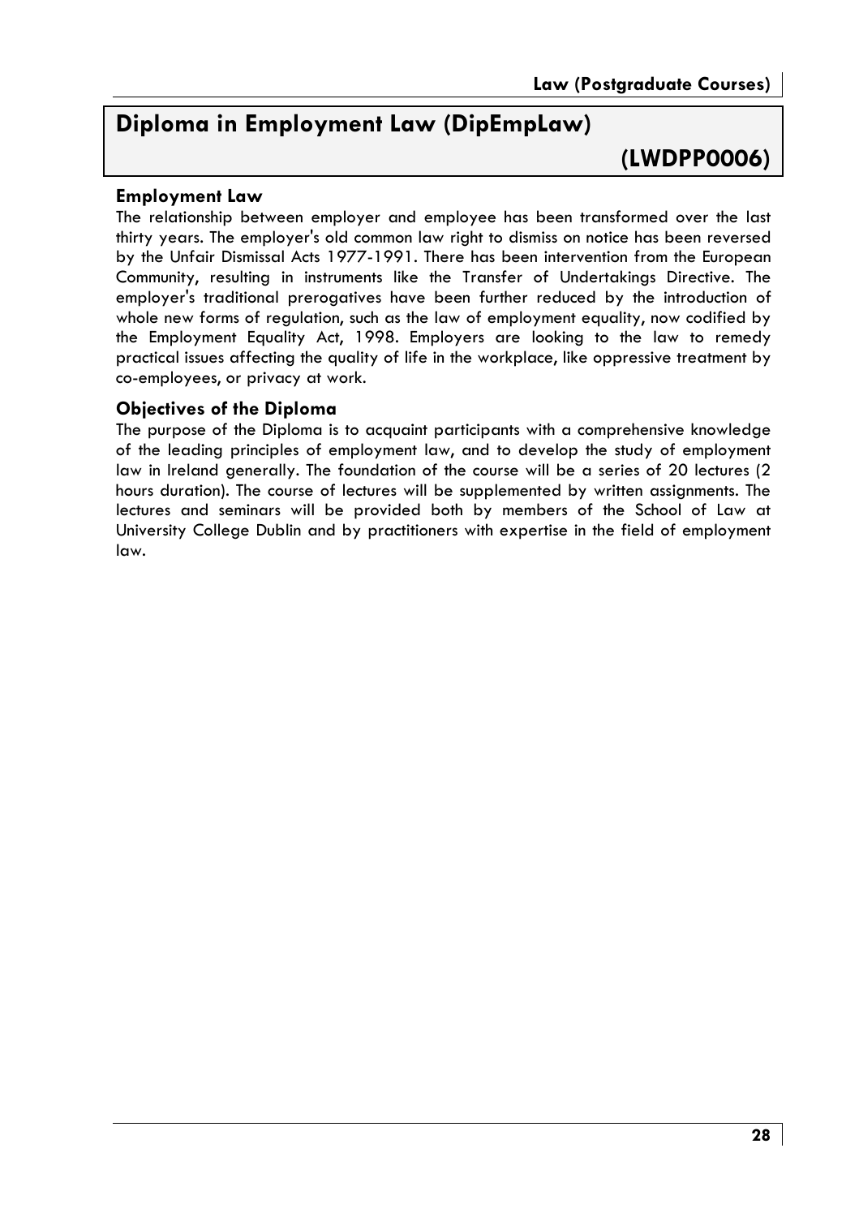# Diploma in Employment Law (DipEmpLaw) (LWDPP0006)

## Employment Law

The relationship between employer and employee has been transformed over the last thirty years. The employer's old common law right to dismiss on notice has been reversed by the Unfair Dismissal Acts 1977-1991. There has been intervention from the European Community, resulting in instruments like the Transfer of Undertakings Directive. The employer's traditional prerogatives have been further reduced by the introduction of whole new forms of regulation, such as the law of employment equality, now codified by the Employment Equality Act, 1998. Employers are looking to the law to remedy practical issues affecting the quality of life in the workplace, like oppressive treatment by co-employees, or privacy at work.

## Objectives of the Diploma

The purpose of the Diploma is to acquaint participants with a comprehensive knowledge of the leading principles of employment law, and to develop the study of employment law in Ireland generally. The foundation of the course will be a series of 20 lectures (2 hours duration). The course of lectures will be supplemented by written assignments. The lectures and seminars will be provided both by members of the School of Law at University College Dublin and by practitioners with expertise in the field of employment law.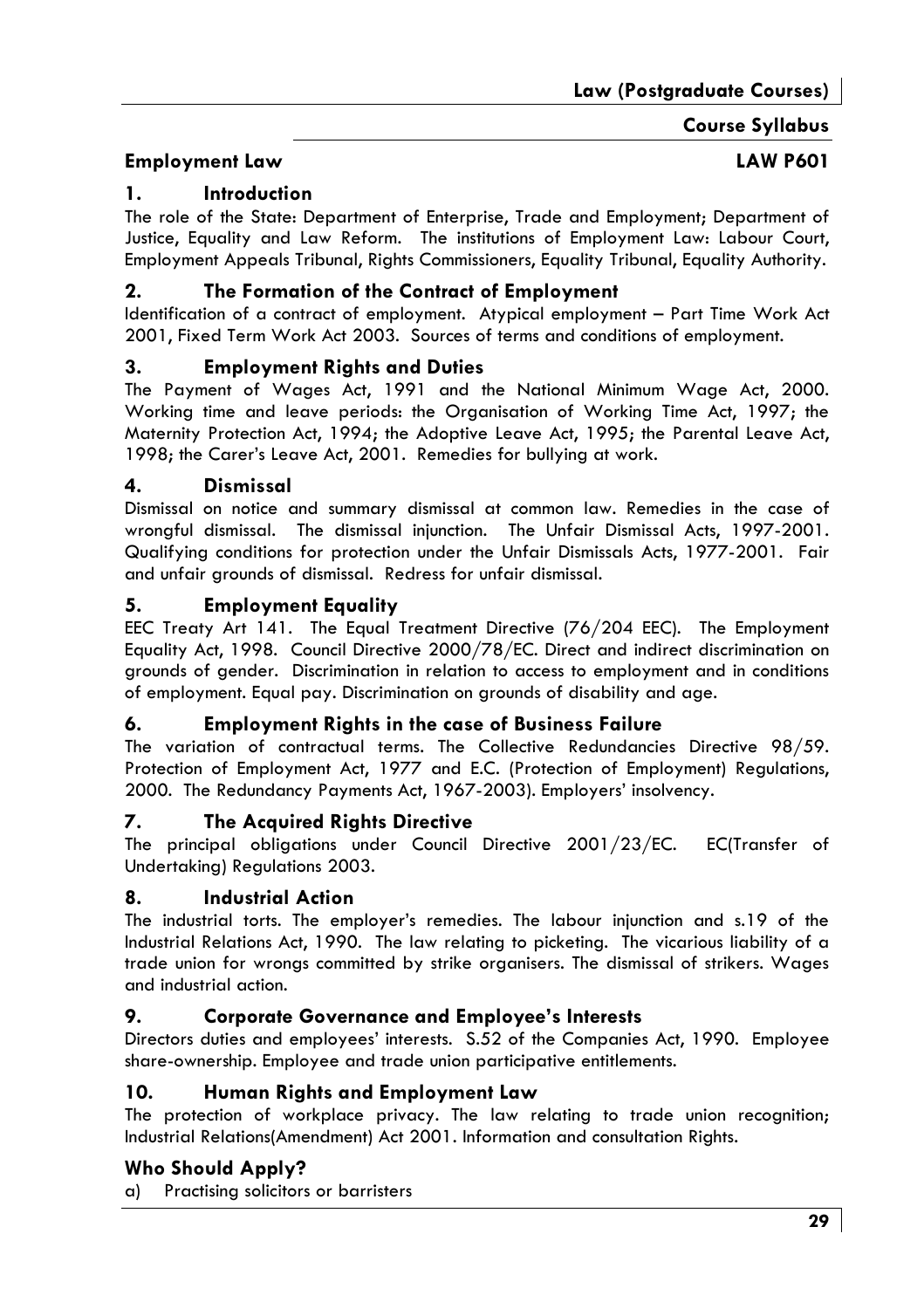## Employment Law LAW P601

### 1. Introduction

The role of the State: Department of Enterprise, Trade and Employment; Department of Justice, Equality and Law Reform. The institutions of Employment Law: Labour Court, Employment Appeals Tribunal, Rights Commissioners, Equality Tribunal, Equality Authority.

### 2. The Formation of the Contract of Employment

Identification of a contract of employment. Atypical employment – Part Time Work Act 2001, Fixed Term Work Act 2003. Sources of terms and conditions of employment.

### 3. Employment Rights and Duties

The Payment of Wages Act, 1991 and the National Minimum Wage Act, 2000. Working time and leave periods: the Organisation of Working Time Act, 1997; the Maternity Protection Act, 1994; the Adoptive Leave Act, 1995; the Parental Leave Act, 1998; the Carer's Leave Act, 2001. Remedies for bullying at work.

### 4. Dismissal

Dismissal on notice and summary dismissal at common law. Remedies in the case of wrongful dismissal. The dismissal injunction. The Unfair Dismissal Acts, 1997-2001. Qualifying conditions for protection under the Unfair Dismissals Acts, 1977-2001. Fair and unfair grounds of dismissal. Redress for unfair dismissal.

### 5. Employment Equality

EEC Treaty Art 141. The Equal Treatment Directive (76/204 EEC). The Employment Equality Act, 1998. Council Directive 2000/78/EC. Direct and indirect discrimination on grounds of gender. Discrimination in relation to access to employment and in conditions of employment. Equal pay. Discrimination on grounds of disability and age.

### 6. Employment Rights in the case of Business Failure

The variation of contractual terms. The Collective Redundancies Directive 98/59. Protection of Employment Act, 1977 and E.C. (Protection of Employment) Regulations, 2000. The Redundancy Payments Act, 1967-2003). Employers' insolvency.

### 7. The Acquired Rights Directive

The principal obligations under Council Directive 2001/23/EC. EC(Transfer of Undertaking) Regulations 2003.

### 8. Industrial Action

The industrial torts. The employer's remedies. The labour injunction and s.19 of the Industrial Relations Act, 1990. The law relating to picketing. The vicarious liability of a trade union for wrongs committed by strike organisers. The dismissal of strikers. Wages and industrial action.

### 9. Corporate Governance and Employee's Interests

Directors duties and employees' interests. S.52 of the Companies Act, 1990. Employee share-ownership. Employee and trade union participative entitlements.

### 10. Human Rights and Employment Law

The protection of workplace privacy. The law relating to trade union recognition; Industrial Relations(Amendment) Act 2001. Information and consultation Rights.

### Who Should Apply?

a) Practising solicitors or barristers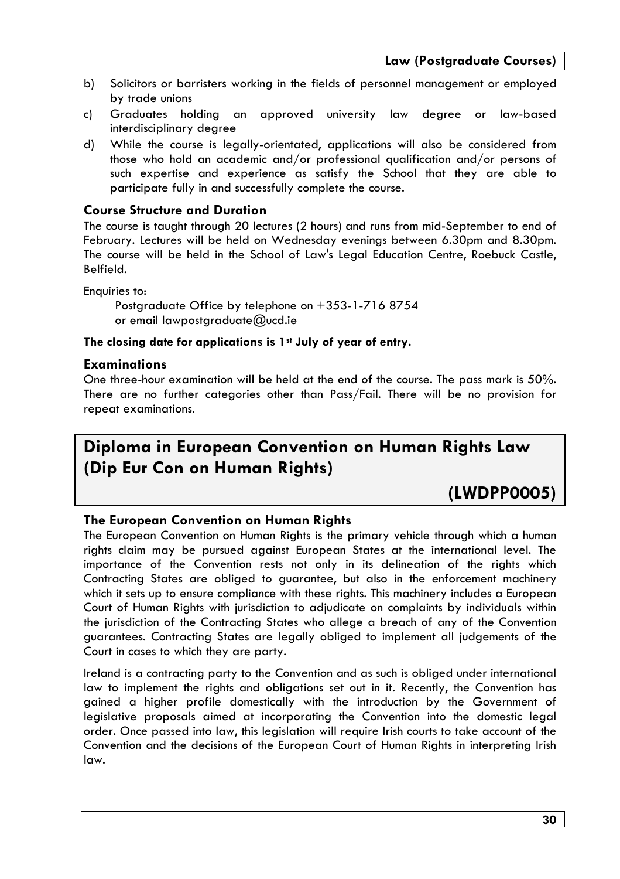b) Solicitors or barristers working in the fields of personnel management or employed by trade unions
c) Graduates holding an approved university law degree or law-based interdisciplinary degree
d) While the course is legally-orientated, applications will also be considered from those who hold an academic and/or professional qualification and/or persons of such expertise and experience as satisfy the School that they are able to participate fully in and successfully complete the course.

### Course Structure and Duration

The course is taught through 20 lectures (2 hours) and runs from mid-September to end of February. Lectures will be held on Wednesday evenings between 6.30pm and 8.30pm. The course will be held in the School of Law's Legal Education Centre, Roebuck Castle, Belfield.

Enquiries to:

Postgraduate Office by telephone on +353-1-716 8754
or email lawpostgraduate@ucd.ie

**The closing date for applications is 1st July of year of entry.**

### Examinations

One three-hour examination will be held at the end of the course. The pass mark is 50%. There are no further categories other than Pass/Fail. There will be no provision for repeat examinations.

## Diploma in European Convention on Human Rights Law (Dip Eur Con on Human Rights) (LWDPP0005)

### The European Convention on Human Rights

The European Convention on Human Rights is the primary vehicle through which a human rights claim may be pursued against European States at the international level. The importance of the Convention rests not only in its delineation of the rights which Contracting States are obliged to guarantee, but also in the enforcement machinery which it sets up to ensure compliance with these rights. This machinery includes a European Court of Human Rights with jurisdiction to adjudicate on complaints by individuals within the jurisdiction of the Contracting States who allege a breach of any of the Convention guarantees. Contracting States are legally obliged to implement all judgements of the Court in cases to which they are party.

Ireland is a contracting party to the Convention and as such is obliged under international law to implement the rights and obligations set out in it. Recently, the Convention has gained a higher profile domestically with the introduction by the Government of legislative proposals aimed at incorporating the Convention into the domestic legal order. Once passed into law, this legislation will require Irish courts to take account of the Convention and the decisions of the European Court of Human Rights in interpreting Irish law.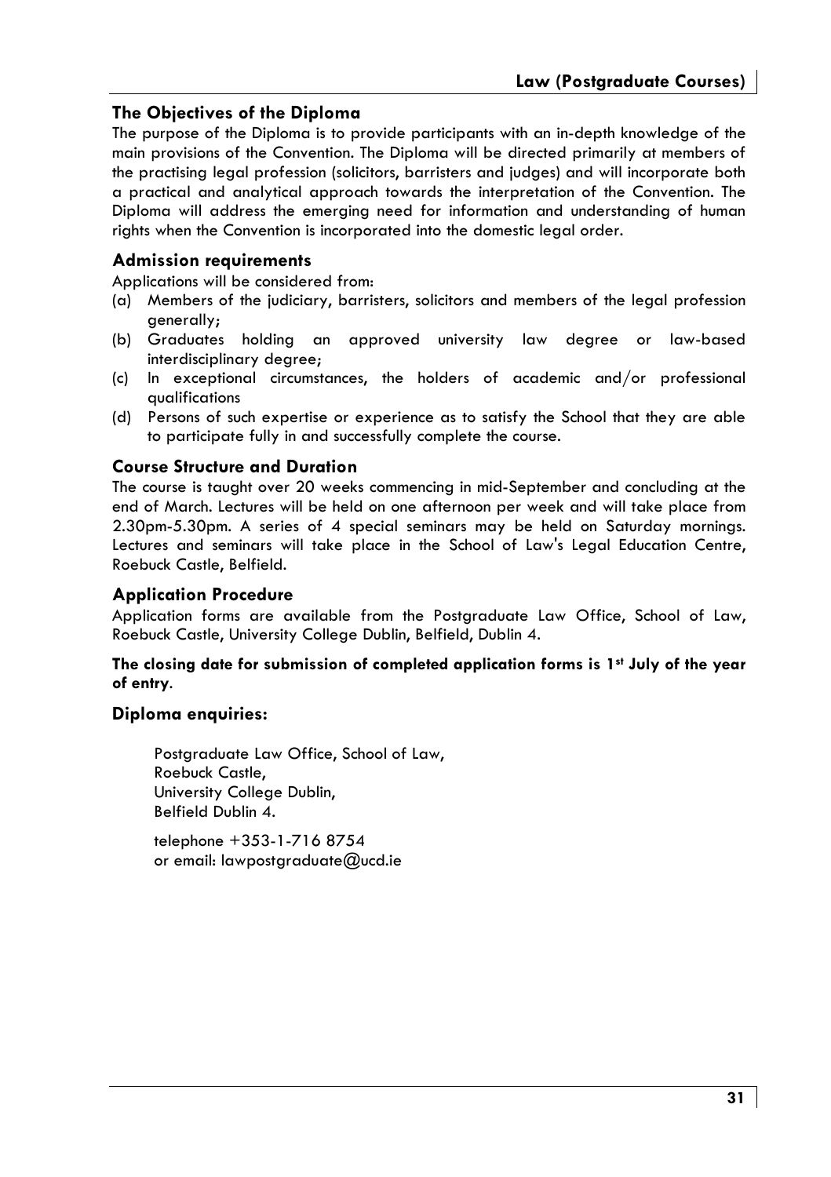## The Objectives of the Diploma

The purpose of the Diploma is to provide participants with an in-depth knowledge of the main provisions of the Convention. The Diploma will be directed primarily at members of the practising legal profession (solicitors, barristers and judges) and will incorporate both a practical and analytical approach towards the interpretation of the Convention. The Diploma will address the emerging need for information and understanding of human rights when the Convention is incorporated into the domestic legal order.

## Admission requirements

Applications will be considered from:

(a) Members of the judiciary, barristers, solicitors and members of the legal profession generally;
(b) Graduates holding an approved university law degree or law-based interdisciplinary degree;
(c) In exceptional circumstances, the holders of academic and/or professional qualifications
(d) Persons of such expertise or experience as to satisfy the School that they are able to participate fully in and successfully complete the course.

## Course Structure and Duration

The course is taught over 20 weeks commencing in mid-September and concluding at the end of March. Lectures will be held on one afternoon per week and will take place from 2.30pm-5.30pm. A series of 4 special seminars may be held on Saturday mornings. Lectures and seminars will take place in the School of Law's Legal Education Centre, Roebuck Castle, Belfield.

## Application Procedure

Application forms are available from the Postgraduate Law Office, School of Law, Roebuck Castle, University College Dublin, Belfield, Dublin 4.

**The closing date for submission of completed application forms is 1st July of the year of entry**.

## Diploma enquiries:

Postgraduate Law Office, School of Law,
Roebuck Castle,
University College Dublin,
Belfield Dublin 4.

telephone +353-1-716 8754
or email: lawpostgraduate@ucd.ie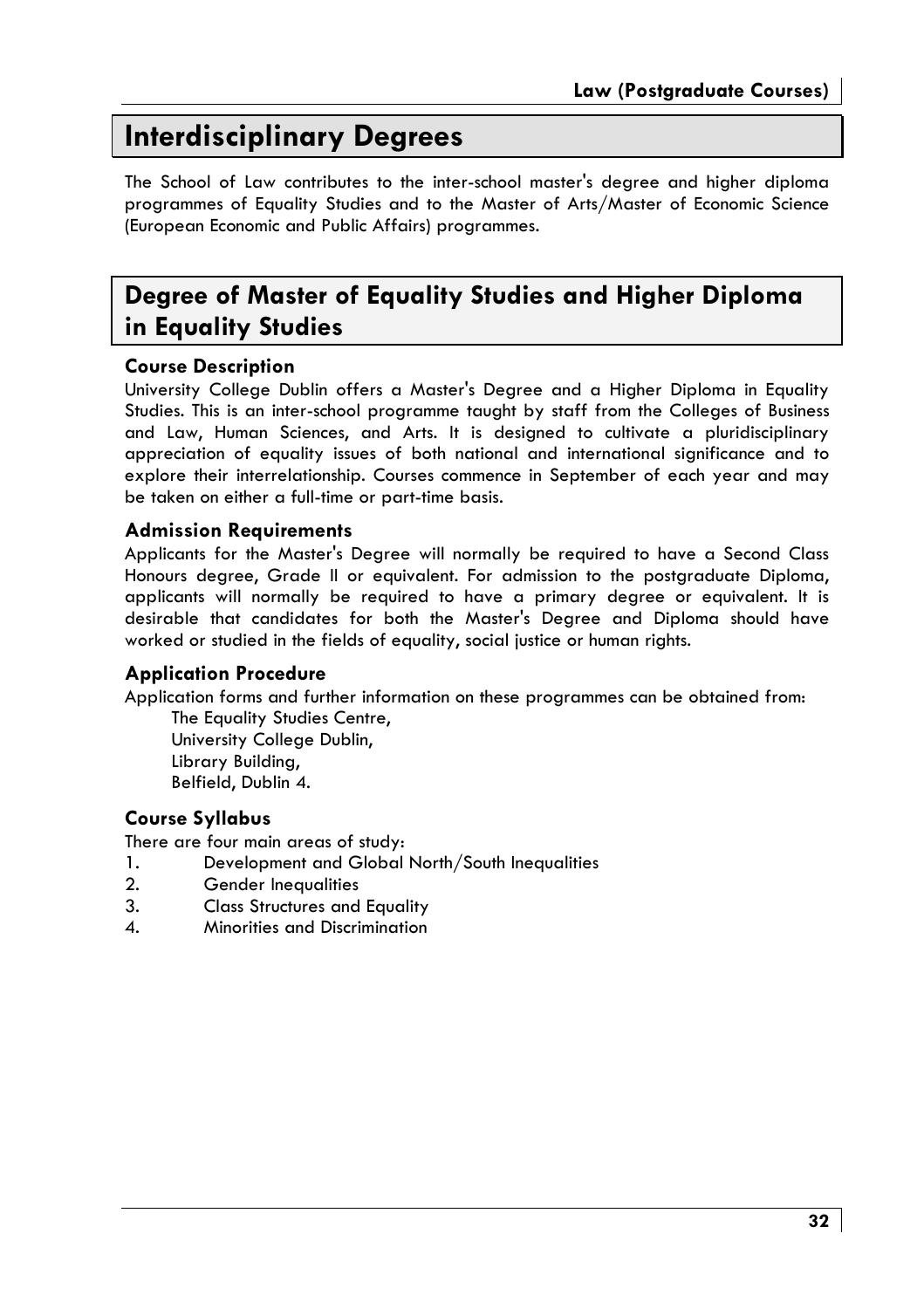# Interdisciplinary Degrees

The School of Law contributes to the inter-school master's degree and higher diploma programmes of Equality Studies and to the Master of Arts/Master of Economic Science (European Economic and Public Affairs) programmes.

## Degree of Master of Equality Studies and Higher Diploma in Equality Studies

### Course Description

University College Dublin offers a Master's Degree and a Higher Diploma in Equality Studies. This is an inter-school programme taught by staff from the Colleges of Business and Law, Human Sciences, and Arts. It is designed to cultivate a pluridisciplinary appreciation of equality issues of both national and international significance and to explore their interrelationship. Courses commence in September of each year and may be taken on either a full-time or part-time basis.

### Admission Requirements

Applicants for the Master's Degree will normally be required to have a Second Class Honours degree, Grade II or equivalent. For admission to the postgraduate Diploma, applicants will normally be required to have a primary degree or equivalent. It is desirable that candidates for both the Master's Degree and Diploma should have worked or studied in the fields of equality, social justice or human rights.

### Application Procedure

Application forms and further information on these programmes can be obtained from:

The Equality Studies Centre,
University College Dublin,
Library Building,
Belfield, Dublin 4.

### Course Syllabus

There are four main areas of study:

1. Development and Global North/South Inequalities
2. Gender Inequalities
3. Class Structures and Equality
4. Minorities and Discrimination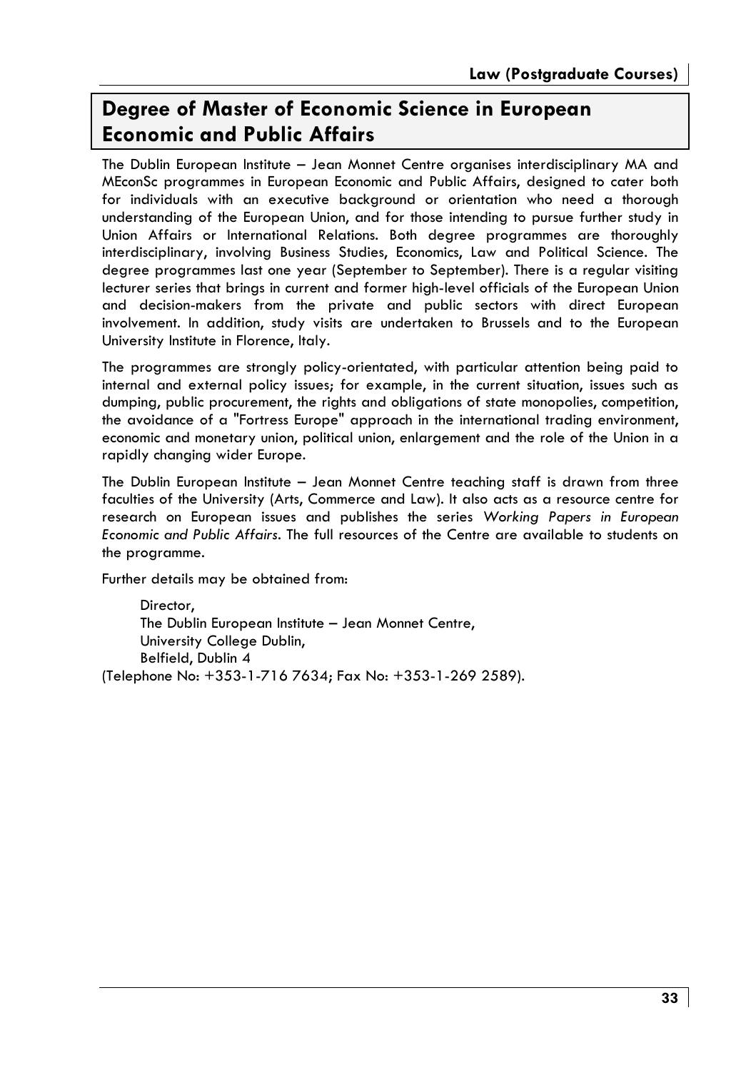## Degree of Master of Economic Science in European Economic and Public Affairs

The Dublin European Institute – Jean Monnet Centre organises interdisciplinary MA and MEconSc programmes in European Economic and Public Affairs, designed to cater both for individuals with an executive background or orientation who need a thorough understanding of the European Union, and for those intending to pursue further study in Union Affairs or International Relations. Both degree programmes are thoroughly interdisciplinary, involving Business Studies, Economics, Law and Political Science. The degree programmes last one year (September to September). There is a regular visiting lecturer series that brings in current and former high-level officials of the European Union and decision-makers from the private and public sectors with direct European involvement. In addition, study visits are undertaken to Brussels and to the European University Institute in Florence, Italy.

The programmes are strongly policy-orientated, with particular attention being paid to internal and external policy issues; for example, in the current situation, issues such as dumping, public procurement, the rights and obligations of state monopolies, competition, the avoidance of a "Fortress Europe" approach in the international trading environment, economic and monetary union, political union, enlargement and the role of the Union in a rapidly changing wider Europe.

The Dublin European Institute – Jean Monnet Centre teaching staff is drawn from three faculties of the University (Arts, Commerce and Law). It also acts as a resource centre for research on European issues and publishes the series *Working Papers in European Economic and Public Affairs*. The full resources of the Centre are available to students on the programme.

Further details may be obtained from:

Director,
The Dublin European Institute – Jean Monnet Centre,
University College Dublin,
Belfield, Dublin 4
(Telephone No: +353-1-716 7634; Fax No: +353-1-269 2589).